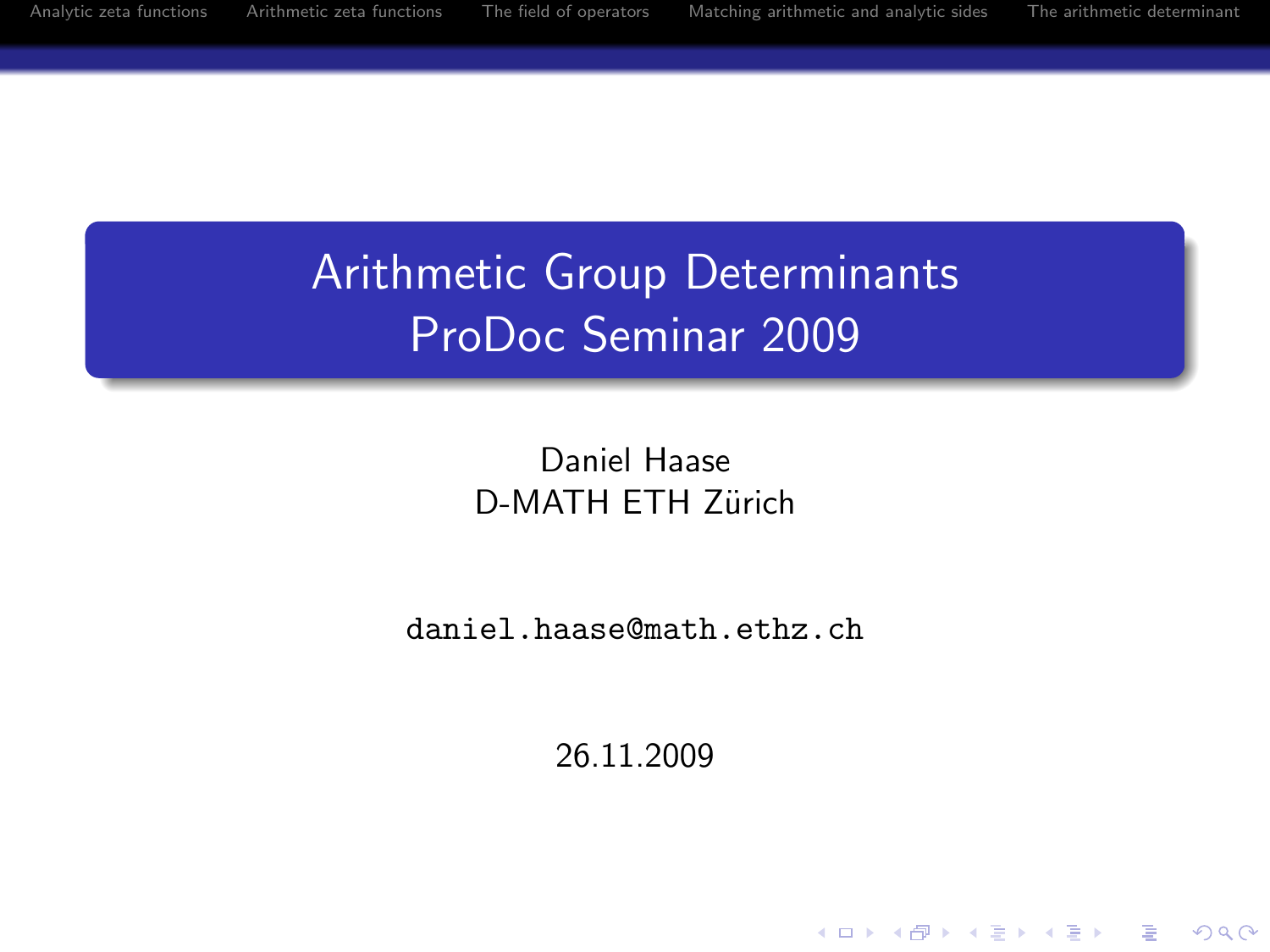# Arithmetic Group Determinants
# ProDoc Seminar 2009

Daniel Haase
D-MATH ETH Zürich

daniel.haase@math.ethz.ch

26.11.2009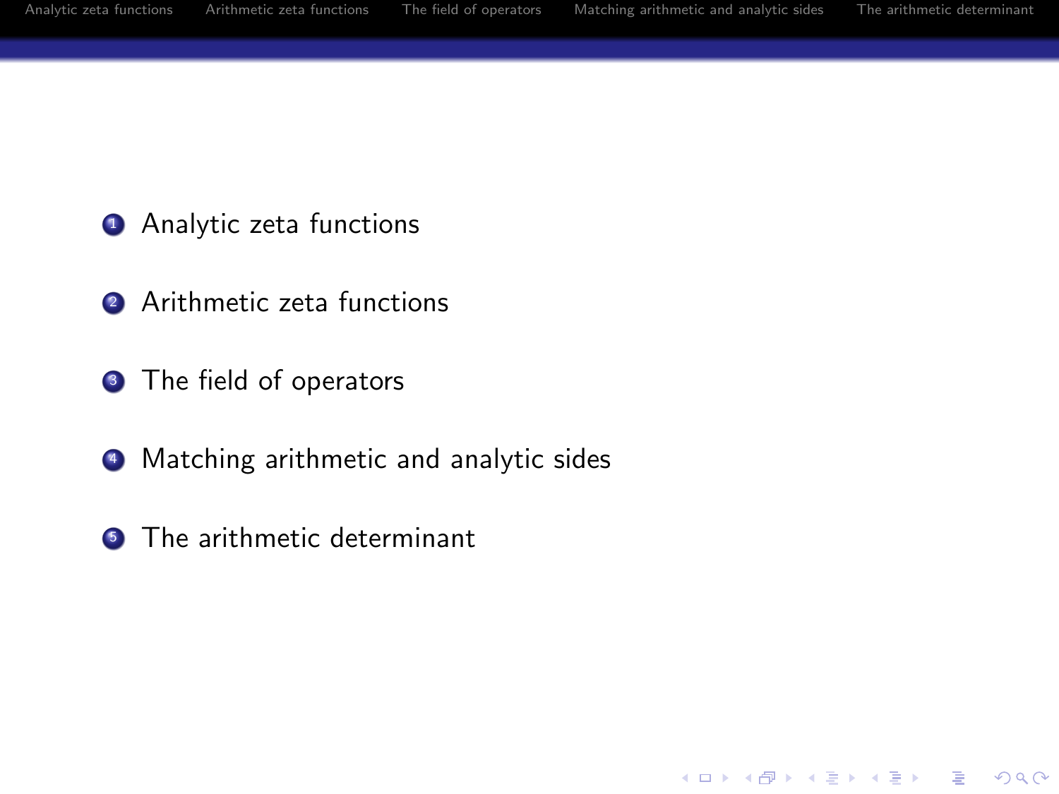1. Analytic zeta functions

2. Arithmetic zeta functions

3. The field of operators

4. Matching arithmetic and analytic sides

5. The arithmetic determinant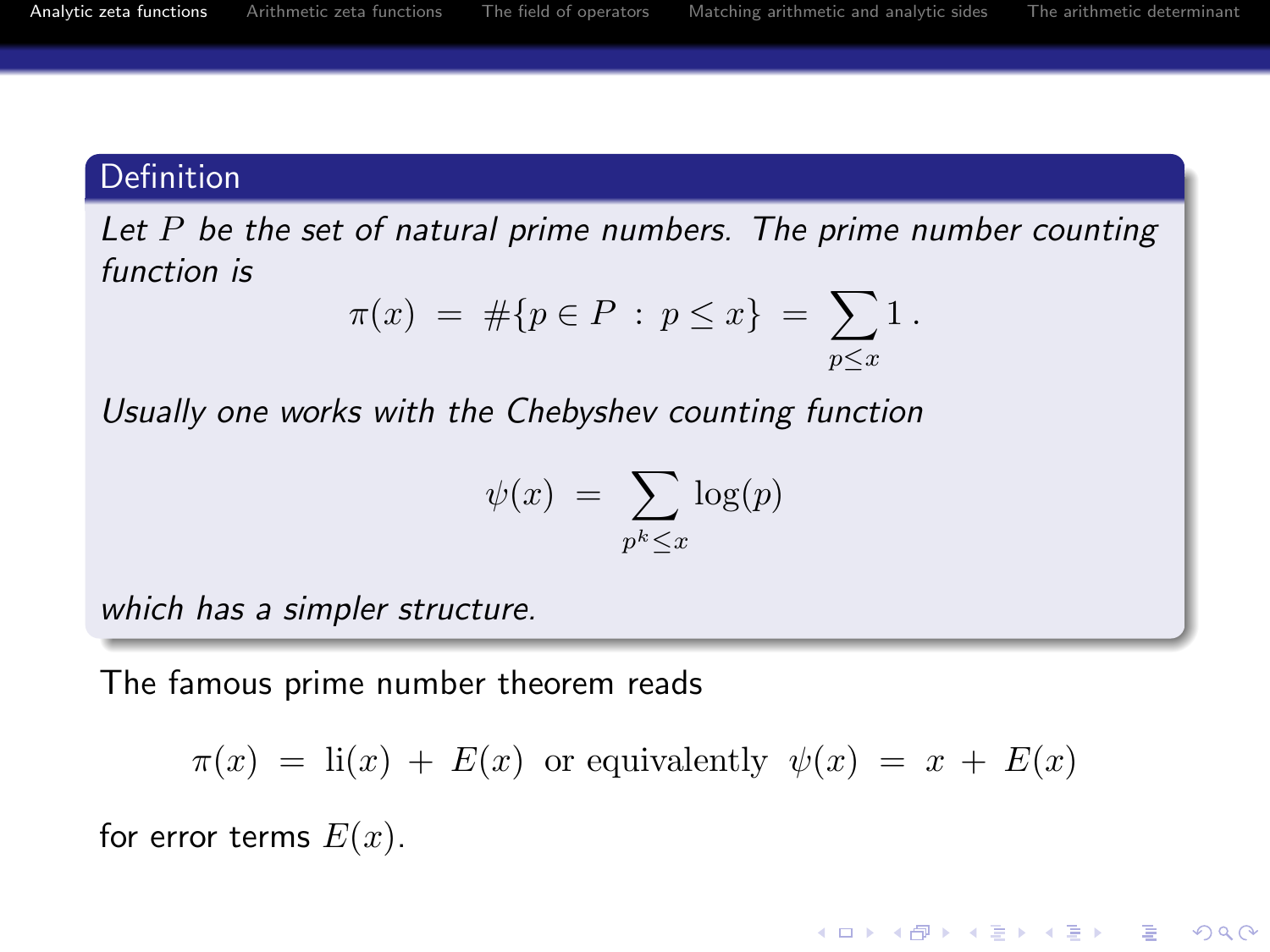**Definition**

*Let $P$ be the set of natural prime numbers. The prime number counting function is*

$$\pi(x) \;=\; \#\{p \in P \;:\; p \leq x\} \;=\; \sum_{p \leq x} 1\,.$$

*Usually one works with the Chebyshev counting function*

$$\psi(x) \;=\; \sum_{p^k \leq x} \log(p)$$

*which has a simpler structure.*

The famous prime number theorem reads

$$\pi(x) \;=\; \mathrm{li}(x) \;+\; E(x) \;\text{ or equivalently }\; \psi(x) \;=\; x \;+\; E(x)$$

for error terms $E(x)$.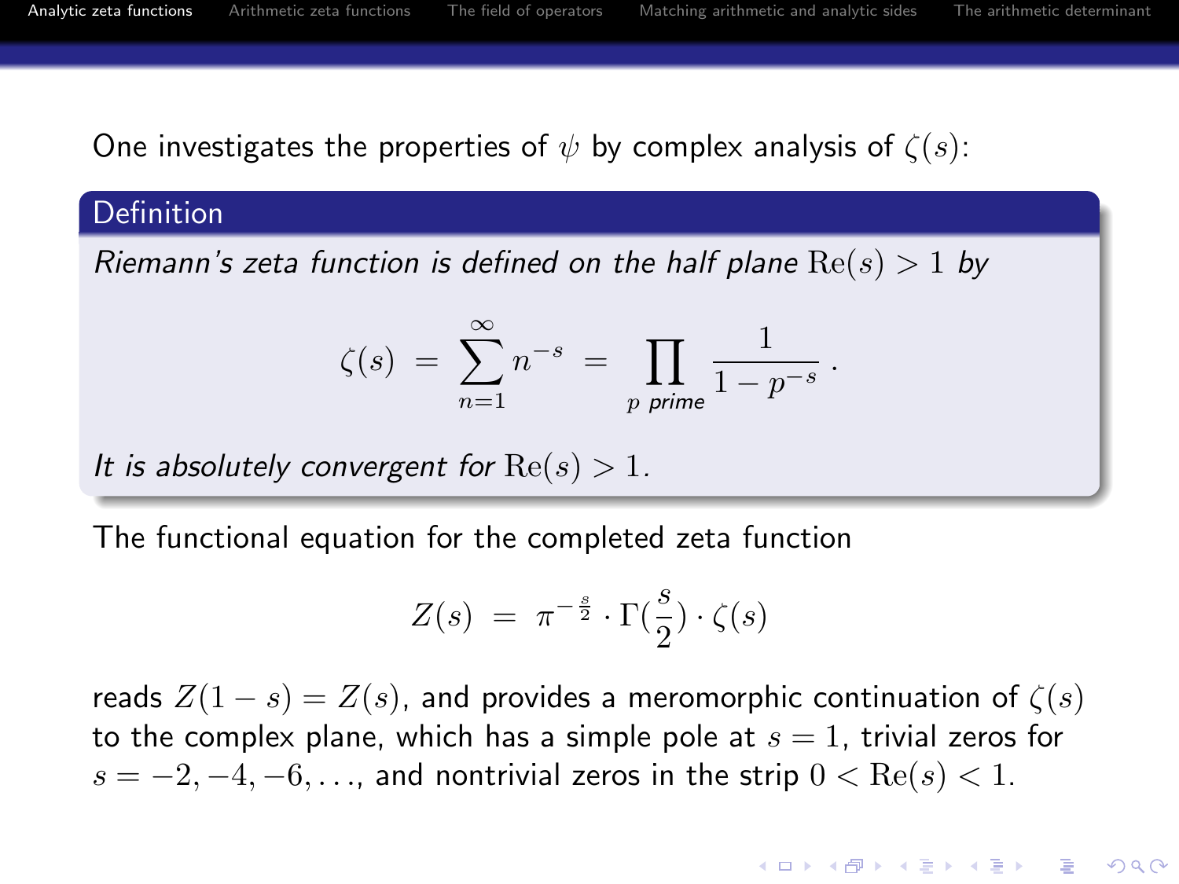One investigates the properties of $\psi$ by complex analysis of $\zeta(s)$:

**Definition**

*Riemann's zeta function is defined on the half plane* $\mathrm{Re}(s) > 1$ *by*

$$\zeta(s) \; = \; \sum_{n=1}^{\infty} n^{-s} \; = \; \prod_{p \text{ prime}} \frac{1}{1 - p^{-s}} \, .$$

*It is absolutely convergent for* $\mathrm{Re}(s) > 1$.

The functional equation for the completed zeta function

$$Z(s) \; = \; \pi^{-\frac{s}{2}} \cdot \Gamma(\frac{s}{2}) \cdot \zeta(s)$$

reads $Z(1-s) = Z(s)$, and provides a meromorphic continuation of $\zeta(s)$ to the complex plane, which has a simple pole at $s = 1$, trivial zeros for $s = -2, -4, -6, \ldots$, and nontrivial zeros in the strip $0 < \mathrm{Re}(s) < 1$.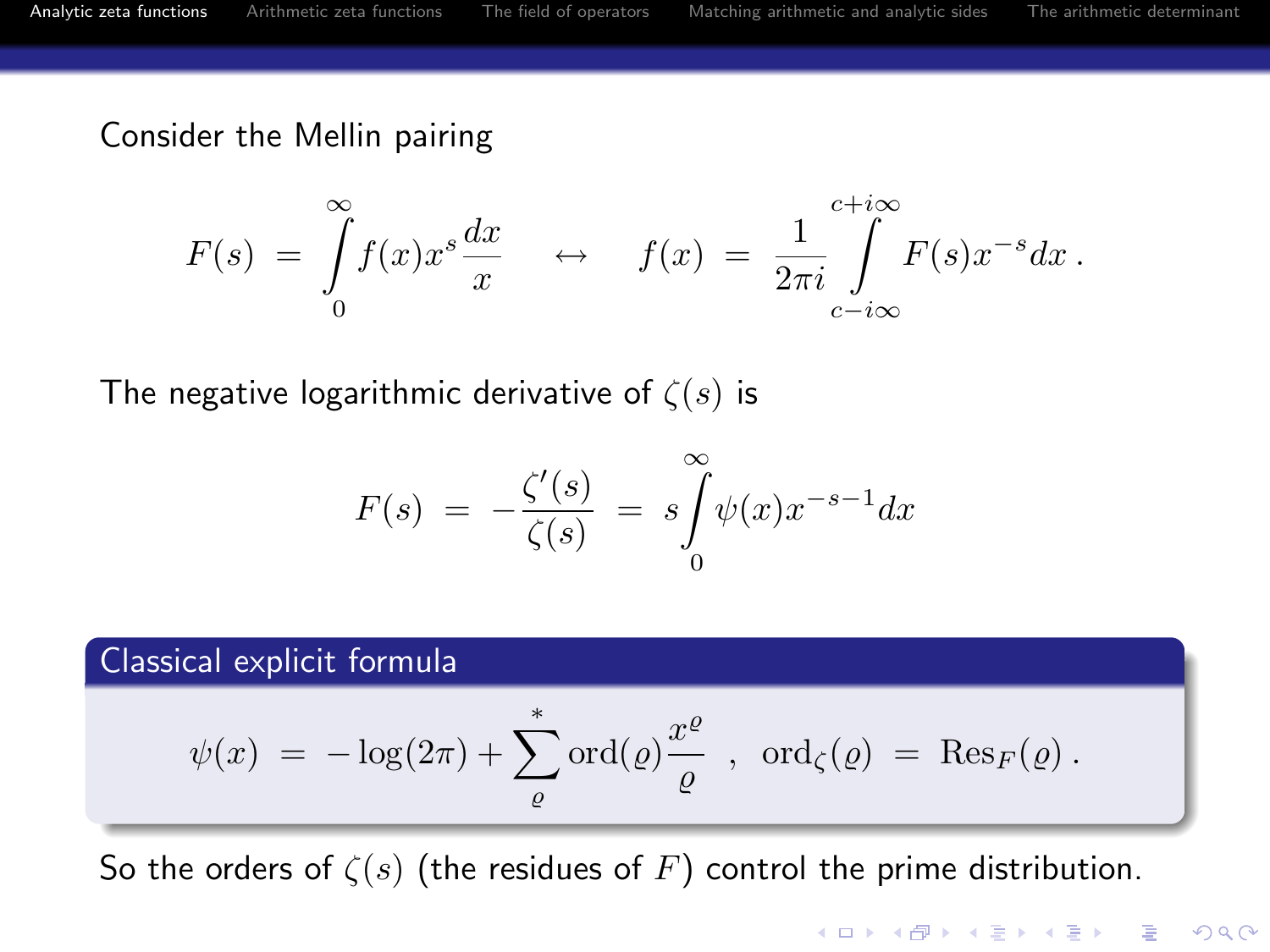Consider the Mellin pairing

$$F(s) \;=\; \int_0^\infty f(x) x^s \frac{dx}{x} \quad \leftrightarrow \quad f(x) \;=\; \frac{1}{2\pi i} \int_{c-i\infty}^{c+i\infty} F(s) x^{-s} dx\,.$$

The negative logarithmic derivative of $\zeta(s)$ is

$$F(s) \;=\; -\frac{\zeta'(s)}{\zeta(s)} \;=\; s \int_0^\infty \psi(x) x^{-s-1} dx$$

**Classical explicit formula**

$$\psi(x) \;=\; -\log(2\pi) + \sum_{\varrho}^{*} \operatorname{ord}(\varrho) \frac{x^\varrho}{\varrho} \;\;,\;\; \operatorname{ord}_\zeta(\varrho) \;=\; \operatorname{Res}_F(\varrho)\,.$$

So the orders of $\zeta(s)$ (the residues of $F$) control the prime distribution.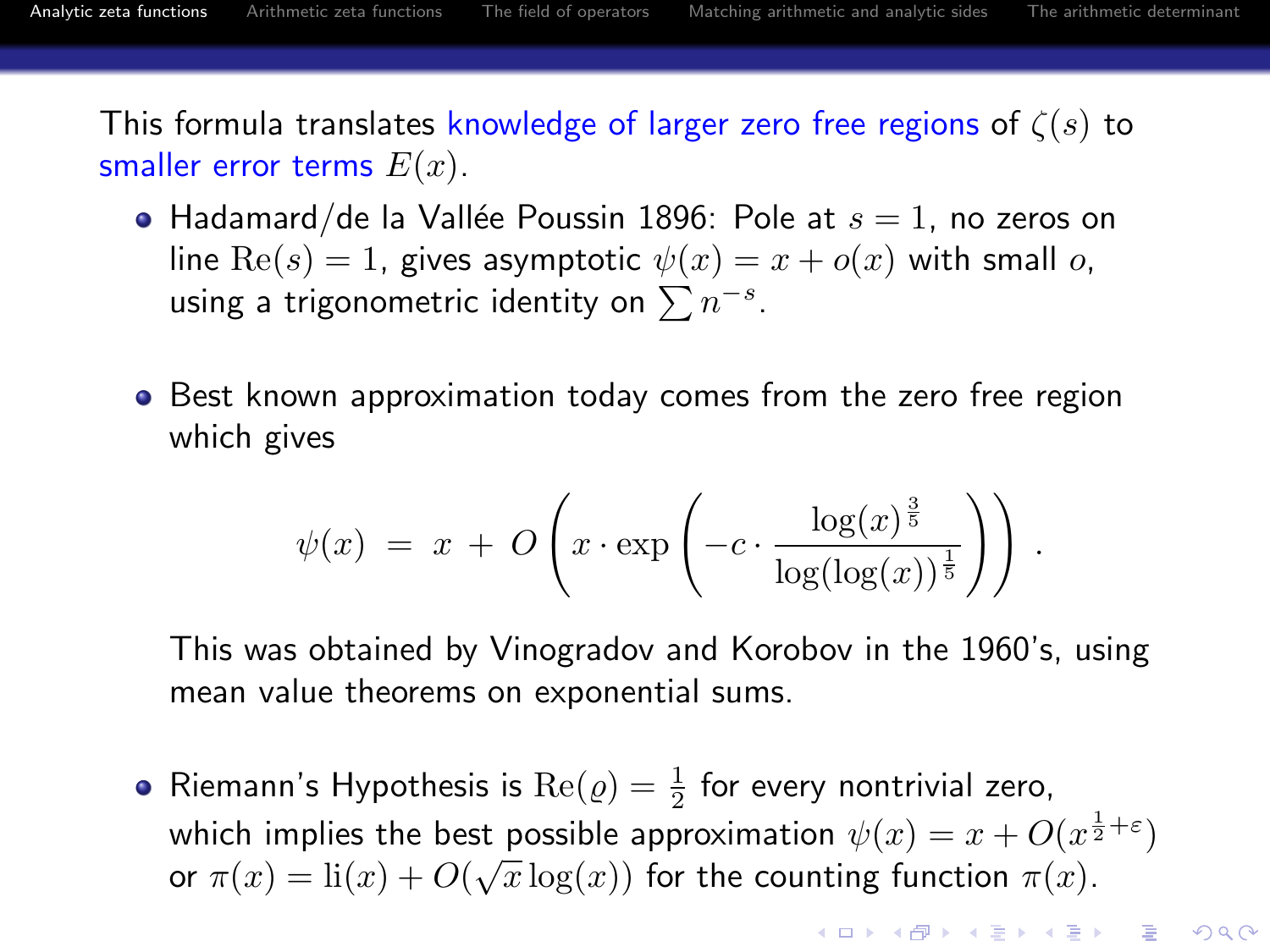This formula translates knowledge of larger zero free regions of $\zeta(s)$ to smaller error terms $E(x)$.

- Hadamard/de la Vallée Poussin 1896: Pole at $s = 1$, no zeros on line $\mathrm{Re}(s) = 1$, gives asymptotic $\psi(x) = x + o(x)$ with small $o$, using a trigonometric identity on $\sum n^{-s}$.

- Best known approximation today comes from the zero free region which gives

$$\psi(x) \;=\; x \;+\; O\left(x \cdot \exp\left(-c \cdot \frac{\log(x)^{\frac{3}{5}}}{\log(\log(x))^{\frac{1}{5}}}\right)\right) \;.$$

  This was obtained by Vinogradov and Korobov in the 1960's, using mean value theorems on exponential sums.

- Riemann's Hypothesis is $\mathrm{Re}(\varrho) = \frac{1}{2}$ for every nontrivial zero, which implies the best possible approximation $\psi(x) = x + O(x^{\frac{1}{2}+\varepsilon})$ or $\pi(x) = \mathrm{li}(x) + O(\sqrt{x}\log(x))$ for the counting function $\pi(x)$.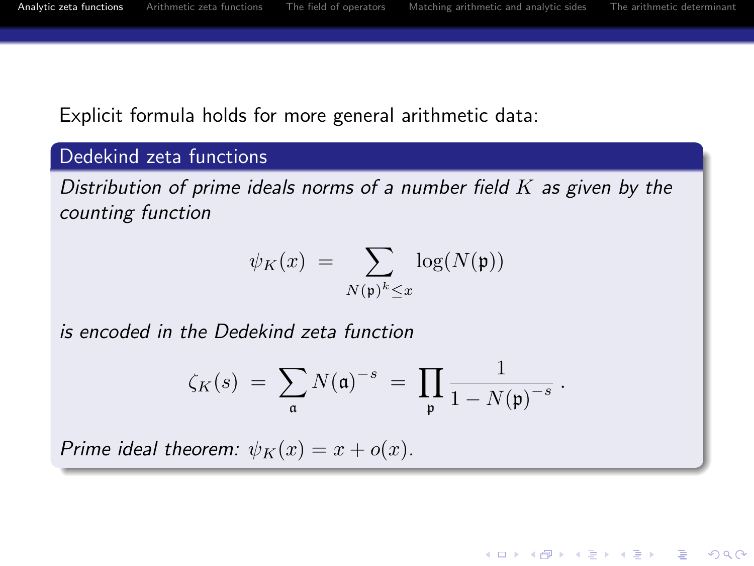Explicit formula holds for more general arithmetic data:

### Dedekind zeta functions

*Distribution of prime ideals norms of a number field $K$ as given by the counting function*

$$\psi_K(x) \;=\; \sum_{N(\mathfrak{p})^k \leq x} \log(N(\mathfrak{p}))$$

*is encoded in the Dedekind zeta function*

$$\zeta_K(s) \;=\; \sum_{\mathfrak{a}} N(\mathfrak{a})^{-s} \;=\; \prod_{\mathfrak{p}} \frac{1}{1 - N(\mathfrak{p})^{-s}} \,.$$

*Prime ideal theorem: $\psi_K(x) = x + o(x)$.*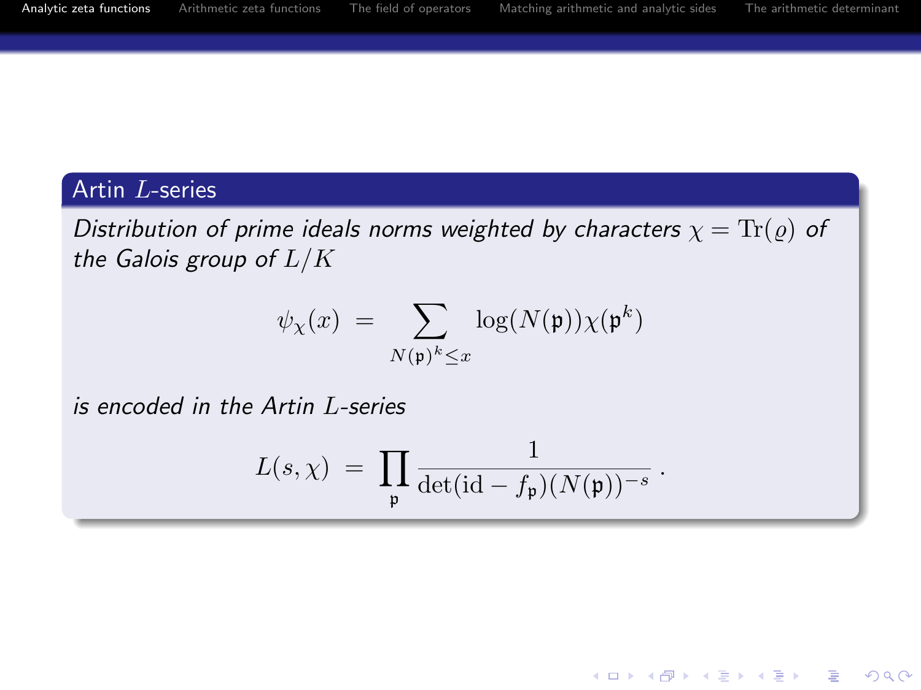## Artin $L$-series

*Distribution of prime ideals norms weighted by characters $\chi = \mathrm{Tr}(\varrho)$ of the Galois group of $L/K$*

$$\psi_\chi(x) \;=\; \sum_{N(\mathfrak{p})^k \leq x} \log(N(\mathfrak{p}))\chi(\mathfrak{p}^k)$$

*is encoded in the Artin $L$-series*

$$L(s, \chi) \;=\; \prod_{\mathfrak{p}} \frac{1}{\det(\mathrm{id} - f_{\mathfrak{p}})(N(\mathfrak{p}))^{-s}}\,.$$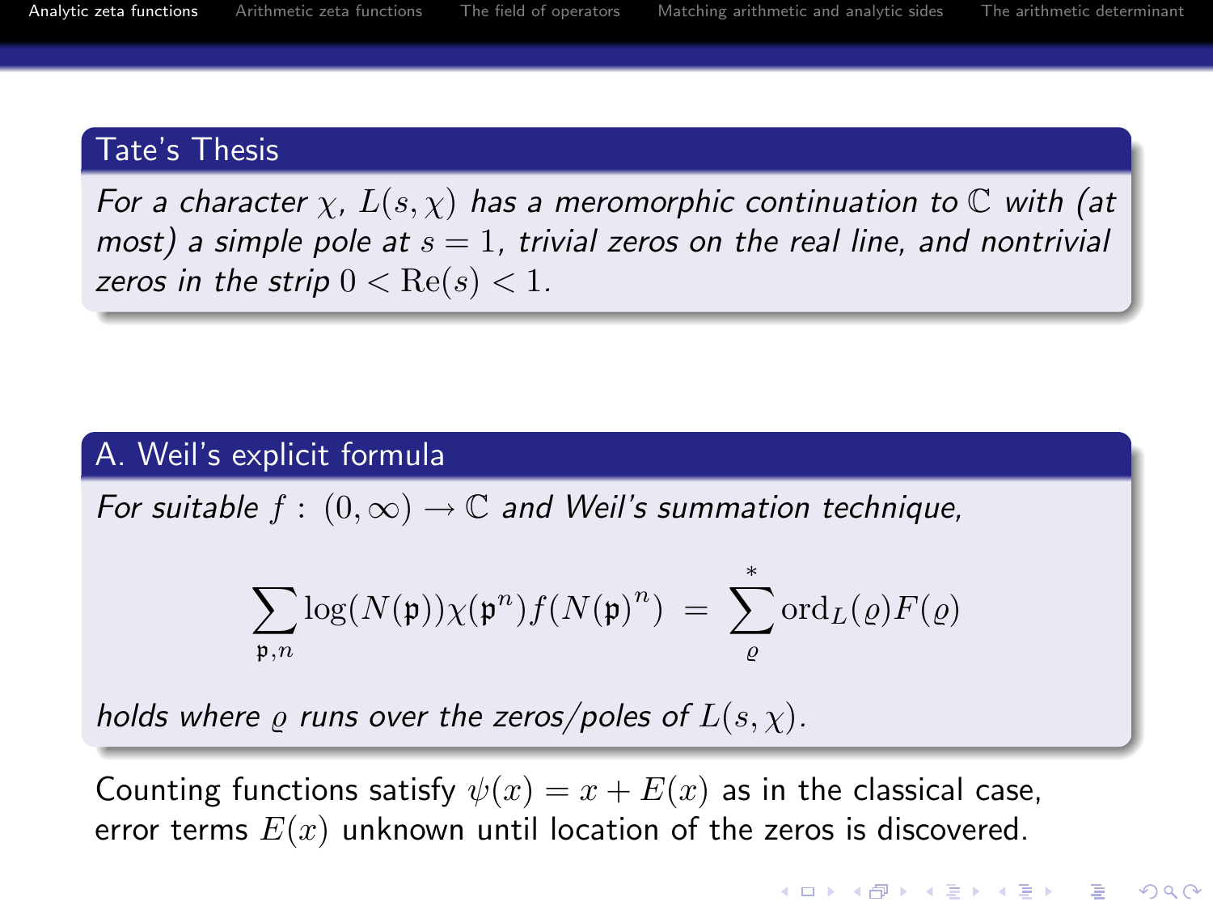### Tate's Thesis

*For a character $\chi$, $L(s,\chi)$ has a meromorphic continuation to $\mathbb{C}$ with (at most) a simple pole at $s=1$, trivial zeros on the real line, and nontrivial zeros in the strip $0 < \mathrm{Re}(s) < 1$.*

### A. Weil's explicit formula

*For suitable $f : (0,\infty) \to \mathbb{C}$ and Weil's summation technique,*

$$\sum_{\mathfrak{p},n} \log(N(\mathfrak{p}))\chi(\mathfrak{p}^n) f(N(\mathfrak{p})^n) \;=\; \sum_{\varrho}^{*} \mathrm{ord}_L(\varrho) F(\varrho)$$

*holds where $\varrho$ runs over the zeros/poles of $L(s,\chi)$.*

Counting functions satisfy $\psi(x) = x + E(x)$ as in the classical case, error terms $E(x)$ unknown until location of the zeros is discovered.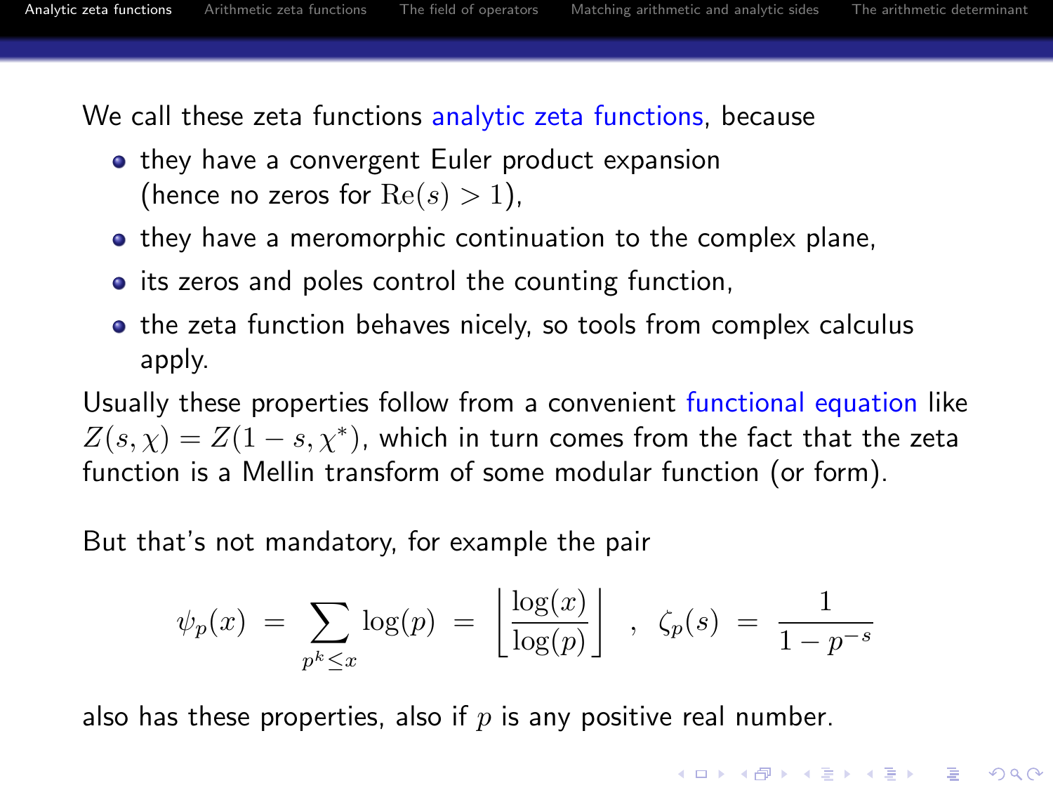We call these zeta functions analytic zeta functions, because

- they have a convergent Euler product expansion (hence no zeros for $\mathrm{Re}(s) > 1$),
- they have a meromorphic continuation to the complex plane,
- its zeros and poles control the counting function,
- the zeta function behaves nicely, so tools from complex calculus apply.

Usually these properties follow from a convenient functional equation like $Z(s, \chi) = Z(1-s, \chi^*)$, which in turn comes from the fact that the zeta function is a Mellin transform of some modular function (or form).

But that's not mandatory, for example the pair

$$\psi_p(x) \;=\; \sum_{p^k \leq x} \log(p) \;=\; \left\lfloor \frac{\log(x)}{\log(p)} \right\rfloor \;\; , \;\; \zeta_p(s) \;=\; \frac{1}{1-p^{-s}}$$

also has these properties, also if $p$ is any positive real number.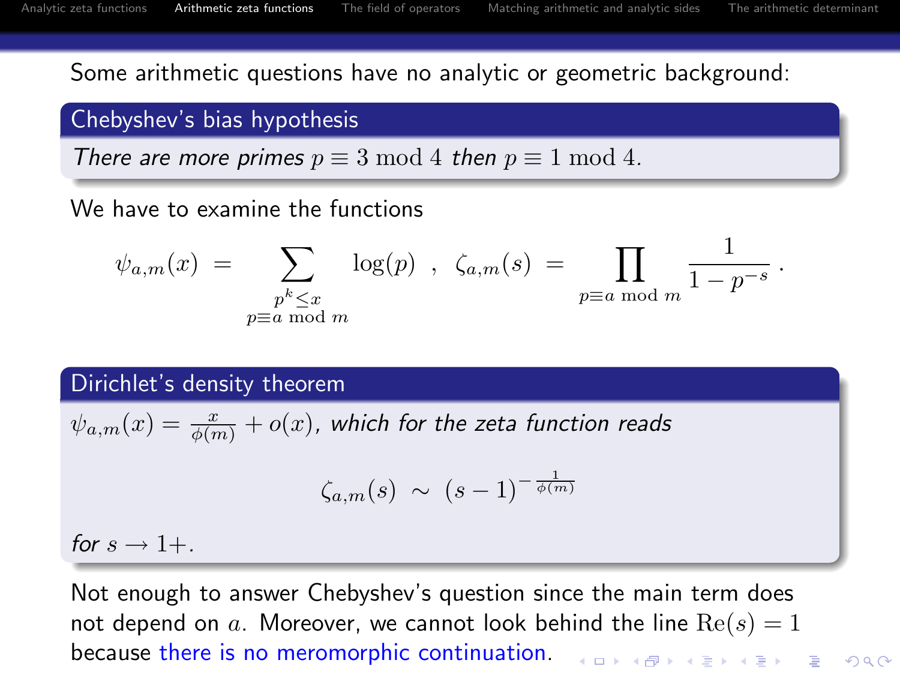Some arithmetic questions have no analytic or geometric background:

**Chebyshev's bias hypothesis**

*There are more primes* $p \equiv 3 \bmod 4$ *then* $p \equiv 1 \bmod 4$.

We have to examine the functions

$$\psi_{a,m}(x) \;=\; \sum_{\substack{p^k \leq x \\ p \equiv a \bmod m}} \log(p) \;\;,\;\; \zeta_{a,m}(s) \;=\; \prod_{p \equiv a \bmod m} \frac{1}{1 - p^{-s}} \,.$$

**Dirichlet's density theorem**

$\psi_{a,m}(x) = \frac{x}{\phi(m)} + o(x)$, *which for the zeta function reads*

$$\zeta_{a,m}(s) \;\sim\; (s-1)^{-\frac{1}{\phi(m)}}$$

*for* $s \to 1+$.

Not enough to answer Chebyshev's question since the main term does not depend on $a$. Moreover, we cannot look behind the line $\mathrm{Re}(s) = 1$ because there is no meromorphic continuation.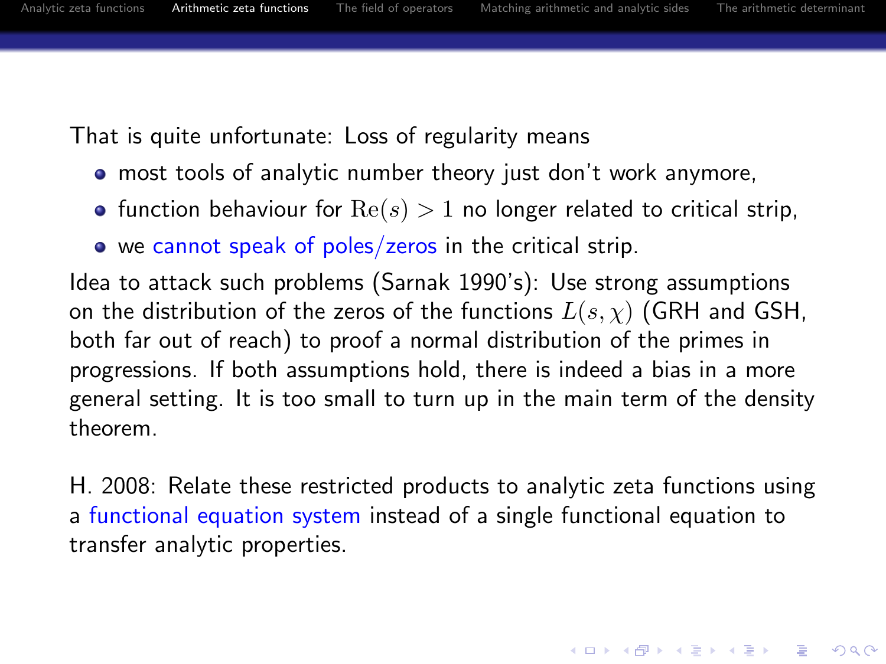That is quite unfortunate: Loss of regularity means

- most tools of analytic number theory just don't work anymore,
- function behaviour for $\mathrm{Re}(s) > 1$ no longer related to critical strip,
- we cannot speak of poles/zeros in the critical strip.

Idea to attack such problems (Sarnak 1990's): Use strong assumptions on the distribution of the zeros of the functions $L(s, \chi)$ (GRH and GSH, both far out of reach) to proof a normal distribution of the primes in progressions. If both assumptions hold, there is indeed a bias in a more general setting. It is too small to turn up in the main term of the density theorem.

H. 2008: Relate these restricted products to analytic zeta functions using a functional equation system instead of a single functional equation to transfer analytic properties.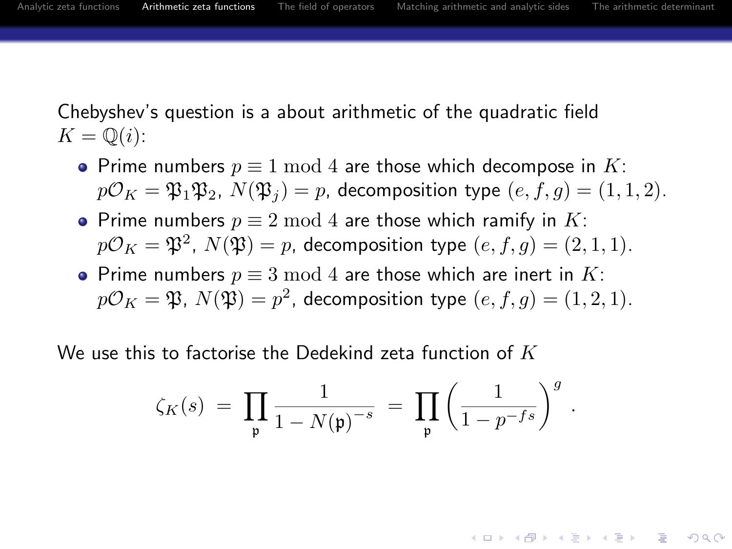Chebyshev's question is a about arithmetic of the quadratic field $K = \mathbb{Q}(i)$:

- Prime numbers $p \equiv 1 \bmod 4$ are those which decompose in $K$: $p\mathcal{O}_K = \mathfrak{P}_1\mathfrak{P}_2$, $N(\mathfrak{P}_j) = p$, decomposition type $(e, f, g) = (1, 1, 2)$.
- Prime numbers $p \equiv 2 \bmod 4$ are those which ramify in $K$: $p\mathcal{O}_K = \mathfrak{P}^2$, $N(\mathfrak{P}) = p$, decomposition type $(e, f, g) = (2, 1, 1)$.
- Prime numbers $p \equiv 3 \bmod 4$ are those which are inert in $K$: $p\mathcal{O}_K = \mathfrak{P}$, $N(\mathfrak{P}) = p^2$, decomposition type $(e, f, g) = (1, 2, 1)$.

We use this to factorise the Dedekind zeta function of $K$

$$\zeta_K(s) \;=\; \prod_{\mathfrak{p}} \frac{1}{1 - N(\mathfrak{p})^{-s}} \;=\; \prod_{\mathfrak{p}} \left( \frac{1}{1 - p^{-fs}} \right)^g .$$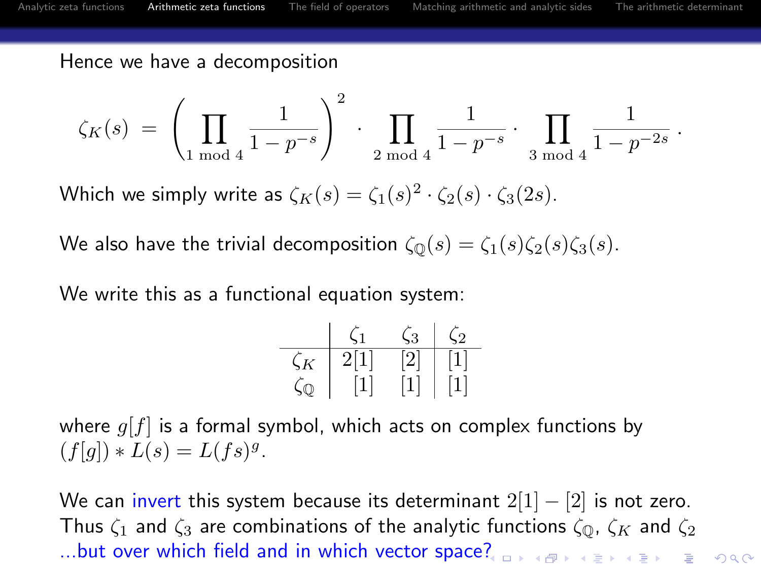Hence we have a decomposition

$$\zeta_K(s) = \left(\prod_{1 \bmod 4} \frac{1}{1-p^{-s}}\right)^2 \cdot \prod_{2 \bmod 4} \frac{1}{1-p^{-s}} \cdot \prod_{3 \bmod 4} \frac{1}{1-p^{-2s}} \,.$$

Which we simply write as $\zeta_K(s) = \zeta_1(s)^2 \cdot \zeta_2(s) \cdot \zeta_3(2s)$.

We also have the trivial decomposition $\zeta_{\mathbb{Q}}(s) = \zeta_1(s)\zeta_2(s)\zeta_3(s)$.

We write this as a functional equation system:

| | $\zeta_1$ | $\zeta_3$ | $\zeta_2$ |
|---|---|---|---|
| $\zeta_K$ | $2[1]$ | $[2]$ | $[1]$ |
| $\zeta_{\mathbb{Q}}$ | $[1]$ | $[1]$ | $[1]$ |

where $g[f]$ is a formal symbol, which acts on complex functions by $(f[g]) * L(s) = L(fs)^g$.

We can invert this system because its determinant $2[1] - [2]$ is not zero. Thus $\zeta_1$ and $\zeta_3$ are combinations of the analytic functions $\zeta_{\mathbb{Q}}$, $\zeta_K$ and $\zeta_2$ ...but over which field and in which vector space?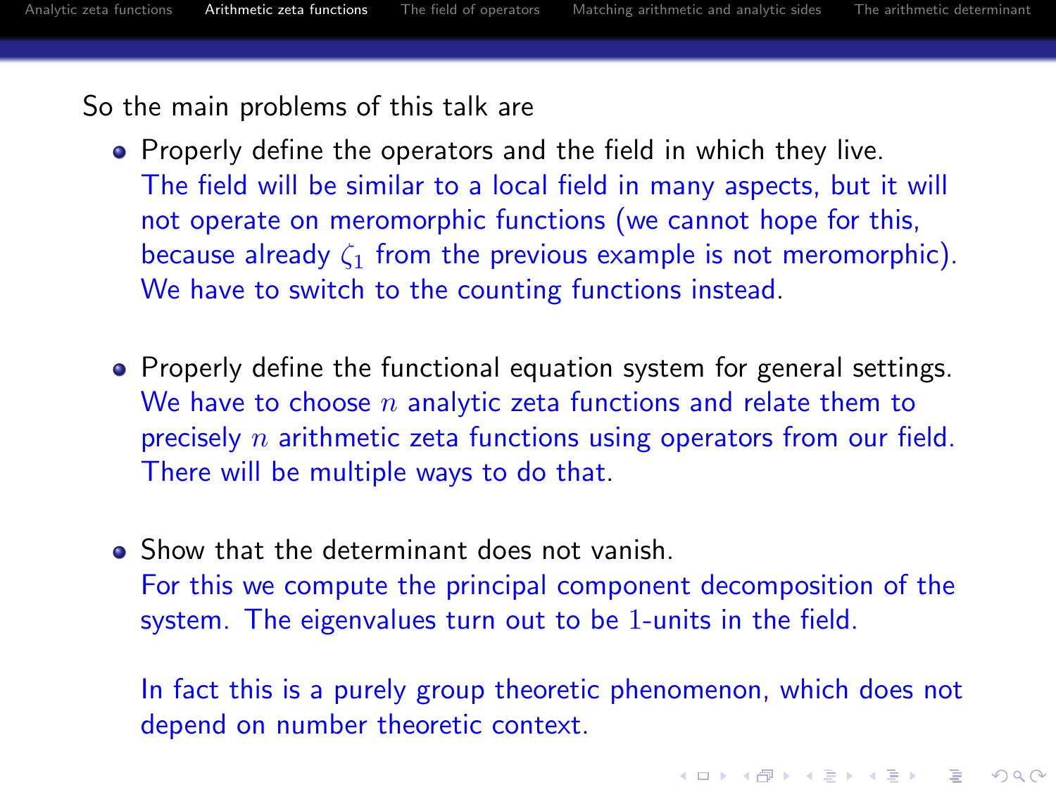So the main problems of this talk are

- Properly define the operators and the field in which they live.
  The field will be similar to a local field in many aspects, but it will not operate on meromorphic functions (we cannot hope for this, because already $\zeta_1$ from the previous example is not meromorphic). We have to switch to the counting functions instead.

- Properly define the functional equation system for general settings.
  We have to choose $n$ analytic zeta functions and relate them to precisely $n$ arithmetic zeta functions using operators from our field. There will be multiple ways to do that.

- Show that the determinant does not vanish.
  For this we compute the principal component decomposition of the system. The eigenvalues turn out to be 1-units in the field.

  In fact this is a purely group theoretic phenomenon, which does not depend on number theoretic context.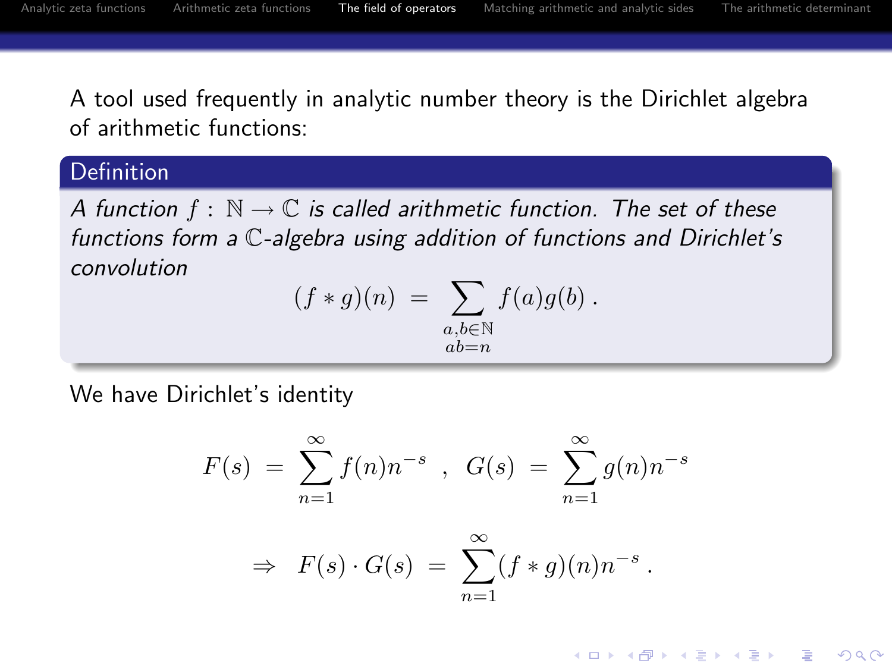A tool used frequently in analytic number theory is the Dirichlet algebra of arithmetic functions:

**Definition**

*A function $f : \mathbb{N} \to \mathbb{C}$ is called arithmetic function. The set of these functions form a $\mathbb{C}$-algebra using addition of functions and Dirichlet's convolution*

$$(f * g)(n) \;=\; \sum_{\substack{a,b \in \mathbb{N} \\ ab=n}} f(a)g(b)\,.$$

We have Dirichlet's identity

$$F(s) \;=\; \sum_{n=1}^{\infty} f(n)n^{-s} \;\;,\;\; G(s) \;=\; \sum_{n=1}^{\infty} g(n)n^{-s}$$

$$\Rightarrow \;\; F(s)\cdot G(s) \;=\; \sum_{n=1}^{\infty} (f*g)(n)n^{-s}\,.$$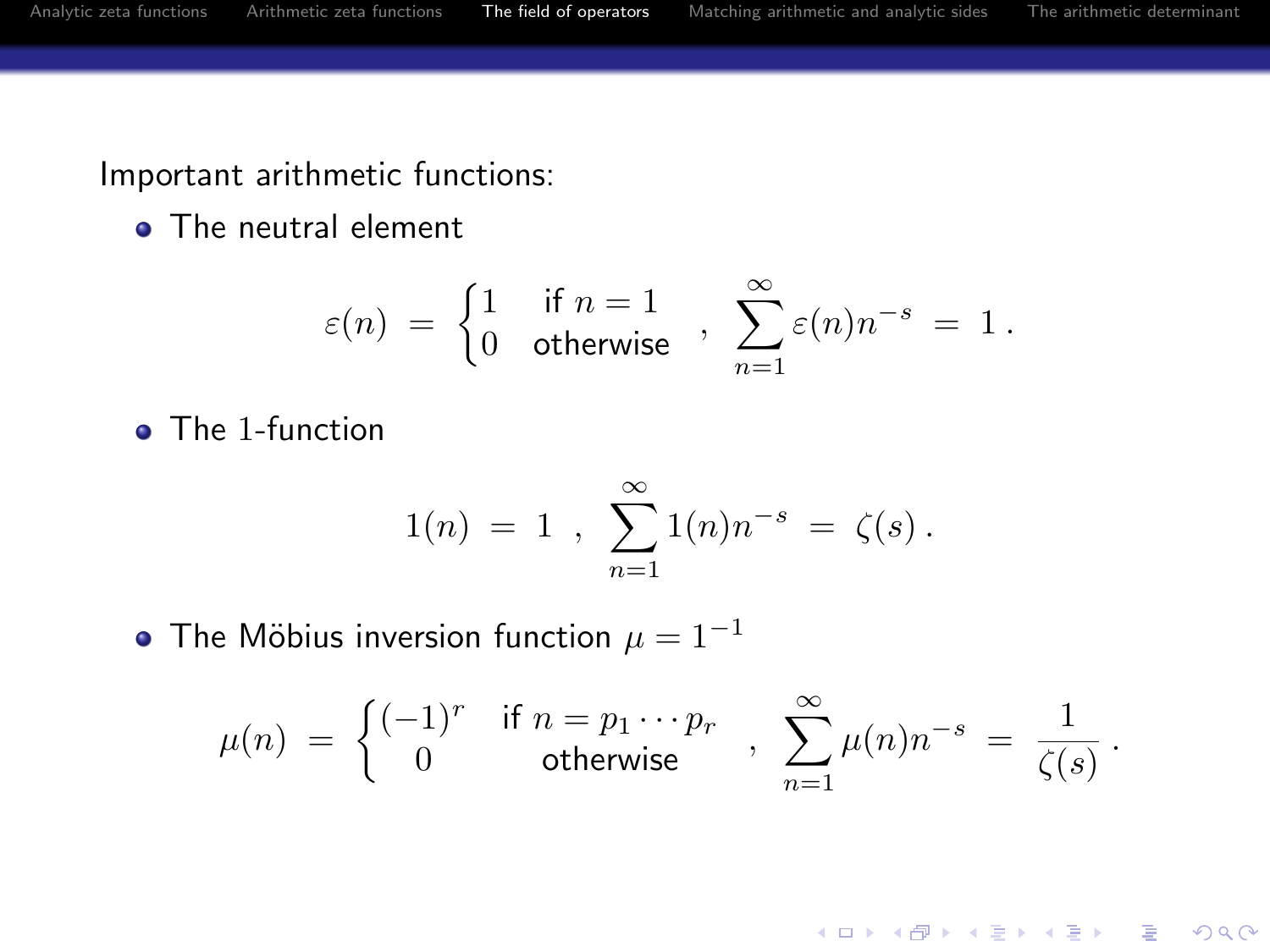Important arithmetic functions:

- The neutral element

$$\varepsilon(n) \ = \ \begin{cases} 1 & \text{if } n = 1 \\ 0 & \text{otherwise} \end{cases} \ , \ \sum_{n=1}^{\infty} \varepsilon(n) n^{-s} \ = \ 1 \, .$$

- The 1-function

$$1(n) \ = \ 1 \ , \ \sum_{n=1}^{\infty} 1(n) n^{-s} \ = \ \zeta(s) \, .$$

- The Möbius inversion function $\mu = 1^{-1}$

$$\mu(n) \ = \ \begin{cases} (-1)^r & \text{if } n = p_1 \cdots p_r \\ 0 & \text{otherwise} \end{cases} \ , \ \sum_{n=1}^{\infty} \mu(n) n^{-s} \ = \ \frac{1}{\zeta(s)} \, .$$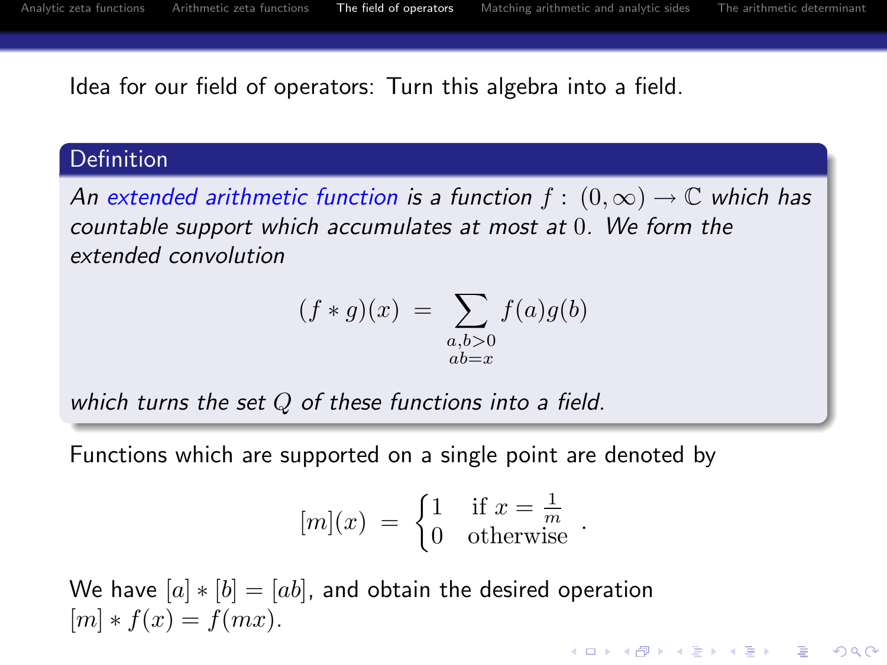Idea for our field of operators: Turn this algebra into a field.

**Definition**

*An extended arithmetic function is a function $f : (0, \infty) \to \mathbb{C}$ which has countable support which accumulates at most at $0$. We form the extended convolution*

$$(f * g)(x) \;=\; \sum_{\substack{a,b>0 \\ ab=x}} f(a)g(b)$$

*which turns the set $Q$ of these functions into a field.*

Functions which are supported on a single point are denoted by

$$[m](x) \;=\; \begin{cases} 1 & \text{if } x = \frac{1}{m} \\ 0 & \text{otherwise} \end{cases} .$$

We have $[a] * [b] = [ab]$, and obtain the desired operation $[m] * f(x) = f(mx)$.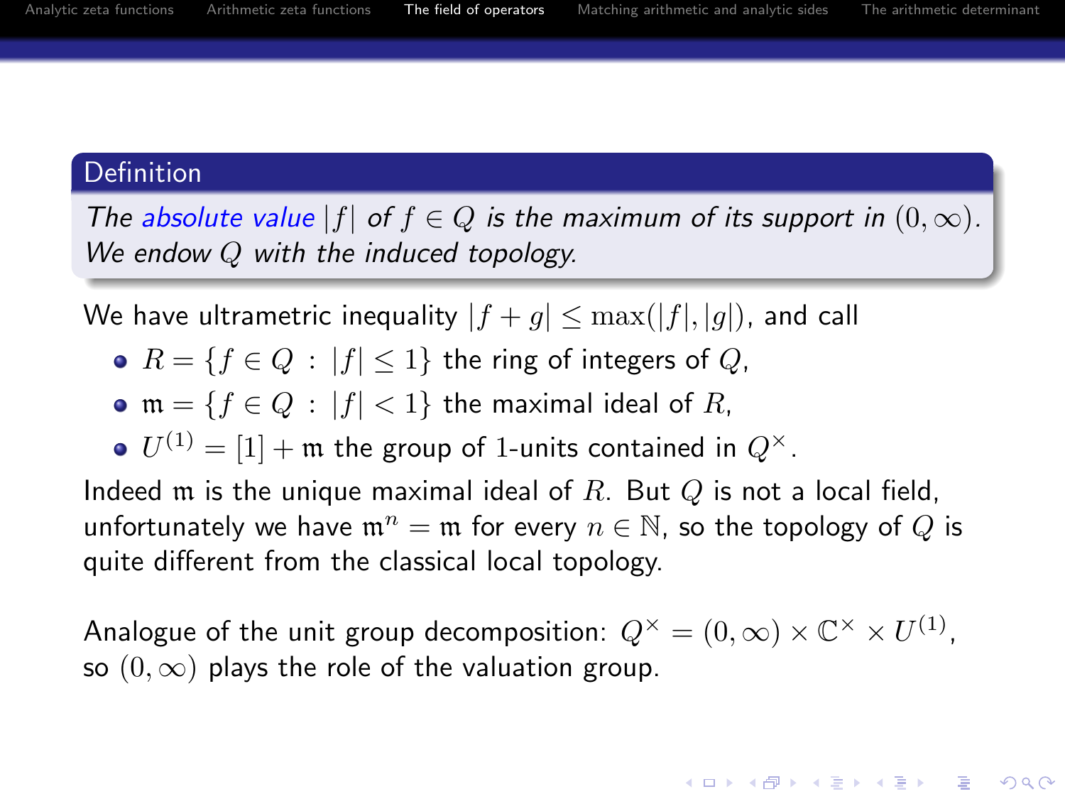**Definition**

*The absolute value $|f|$ of $f \in Q$ is the maximum of its support in $(0, \infty)$. We endow $Q$ with the induced topology.*

We have ultrametric inequality $|f + g| \leq \max(|f|, |g|)$, and call

- $R = \{f \in Q \ : \ |f| \leq 1\}$ the ring of integers of $Q$,
- $\mathfrak{m} = \{f \in Q \ : \ |f| < 1\}$ the maximal ideal of $R$,
- $U^{(1)} = [1] + \mathfrak{m}$ the group of 1-units contained in $Q^\times$.

Indeed $\mathfrak{m}$ is the unique maximal ideal of $R$. But $Q$ is not a local field, unfortunately we have $\mathfrak{m}^n = \mathfrak{m}$ for every $n \in \mathbb{N}$, so the topology of $Q$ is quite different from the classical local topology.

Analogue of the unit group decomposition: $Q^\times = (0, \infty) \times \mathbb{C}^\times \times U^{(1)}$, so $(0, \infty)$ plays the role of the valuation group.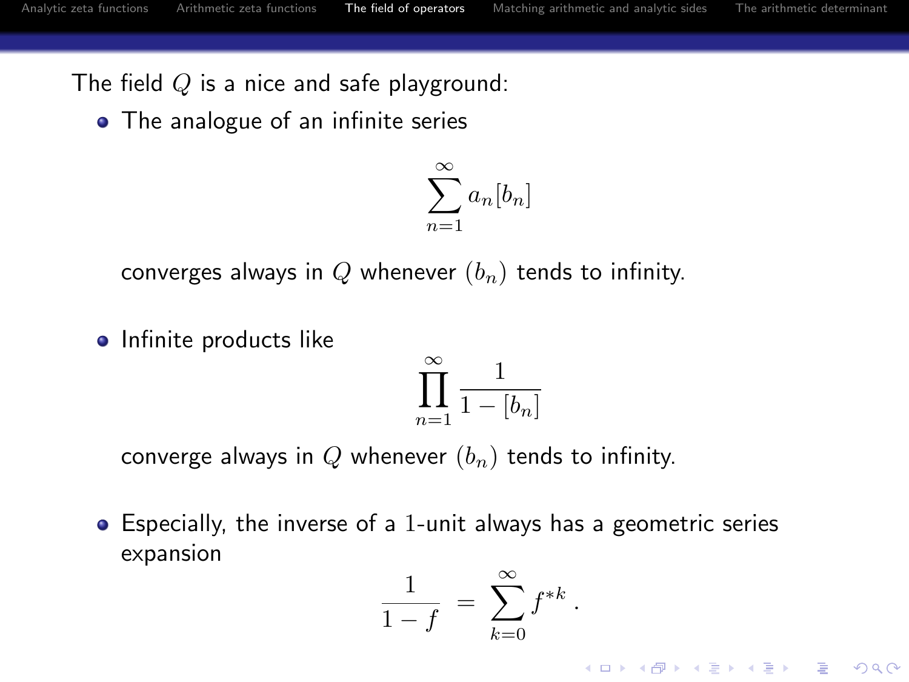The field $Q$ is a nice and safe playground:

- The analogue of an infinite series

$$\sum_{n=1}^{\infty} a_n[b_n]$$

  converges always in $Q$ whenever $(b_n)$ tends to infinity.

- Infinite products like

$$\prod_{n=1}^{\infty} \frac{1}{1-[b_n]}$$

  converge always in $Q$ whenever $(b_n)$ tends to infinity.

- Especially, the inverse of a $1$-unit always has a geometric series expansion

$$\frac{1}{1-f} = \sum_{k=0}^{\infty} f^{*k} .$$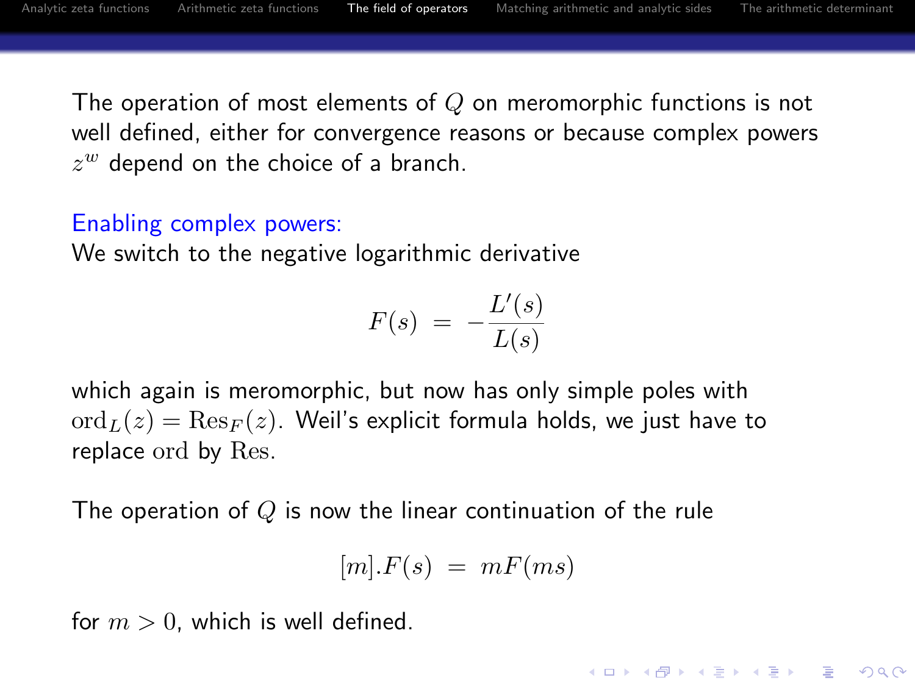The operation of most elements of $Q$ on meromorphic functions is not well defined, either for convergence reasons or because complex powers $z^w$ depend on the choice of a branch.

Enabling complex powers:

We switch to the negative logarithmic derivative

$$F(s) \;=\; -\frac{L'(s)}{L(s)}$$

which again is meromorphic, but now has only simple poles with $\mathrm{ord}_L(z) = \mathrm{Res}_F(z)$. Weil's explicit formula holds, we just have to replace $\mathrm{ord}$ by $\mathrm{Res}$.

The operation of $Q$ is now the linear continuation of the rule

$$[m].F(s) \;=\; mF(ms)$$

for $m > 0$, which is well defined.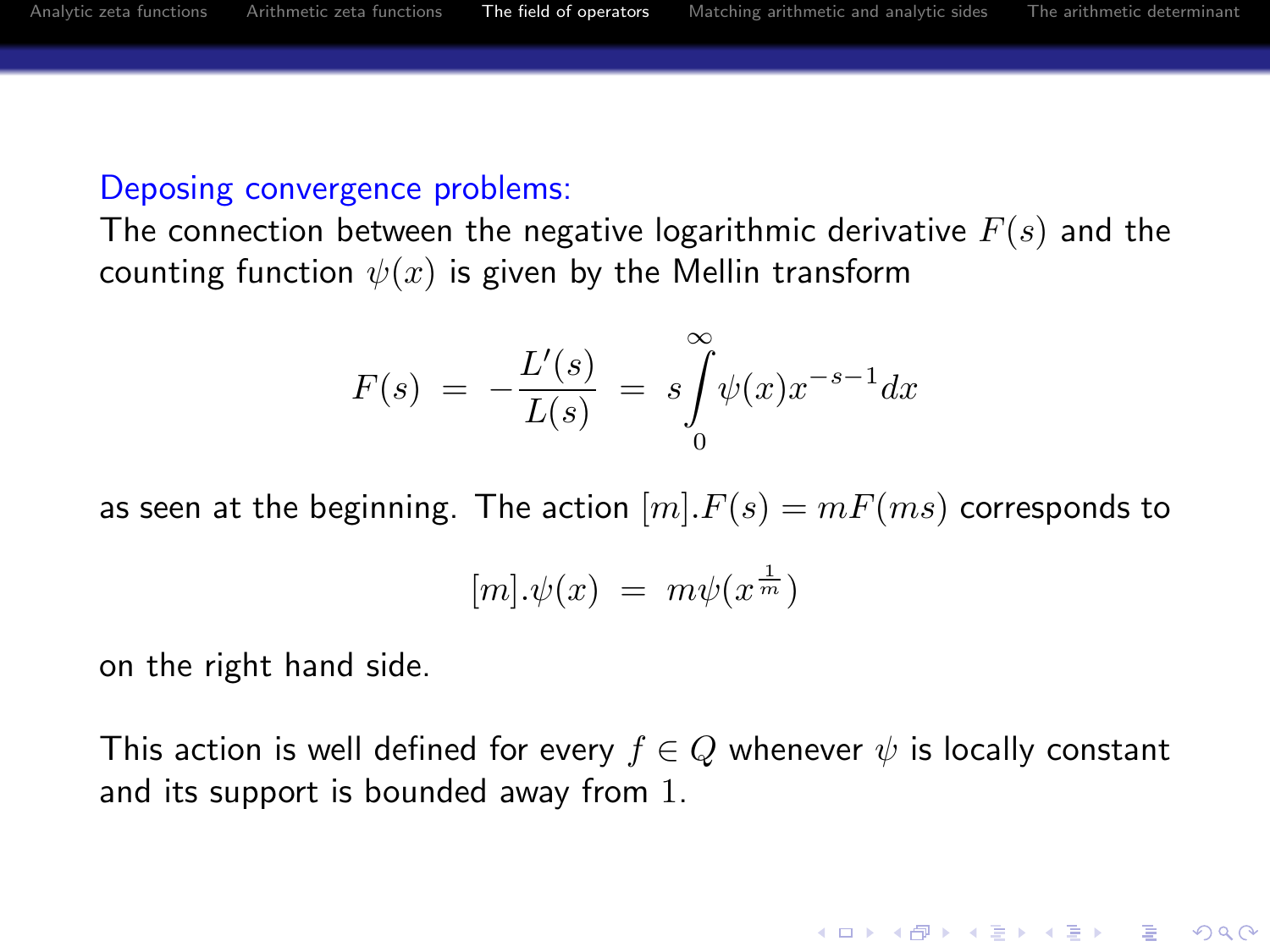Deposing convergence problems:

The connection between the negative logarithmic derivative $F(s)$ and the counting function $\psi(x)$ is given by the Mellin transform

$$F(s) \;=\; -\frac{L'(s)}{L(s)} \;=\; s\int_0^\infty \psi(x)x^{-s-1}dx$$

as seen at the beginning. The action $[m].F(s) = mF(ms)$ corresponds to

$$[m].\psi(x) \;=\; m\psi(x^{\frac{1}{m}})$$

on the right hand side.

This action is well defined for every $f \in Q$ whenever $\psi$ is locally constant and its support is bounded away from $1$.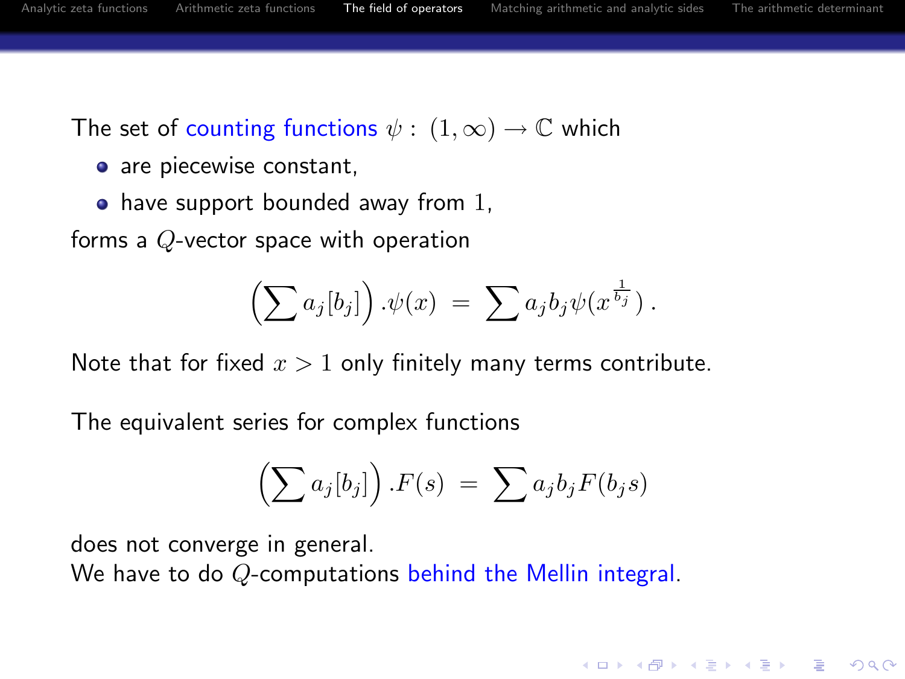The set of counting functions $\psi : (1, \infty) \to \mathbb{C}$ which

- are piecewise constant,
- have support bounded away from $1$,

forms a $Q$-vector space with operation

$$\left(\sum a_j [b_j]\right) .\psi(x) \;=\; \sum a_j b_j \psi(x^{\frac{1}{b_j}}) \,.$$

Note that for fixed $x > 1$ only finitely many terms contribute.

The equivalent series for complex functions

$$\left(\sum a_j [b_j]\right) .F(s) \;=\; \sum a_j b_j F(b_j s)$$

does not converge in general.
We have to do $Q$-computations behind the Mellin integral.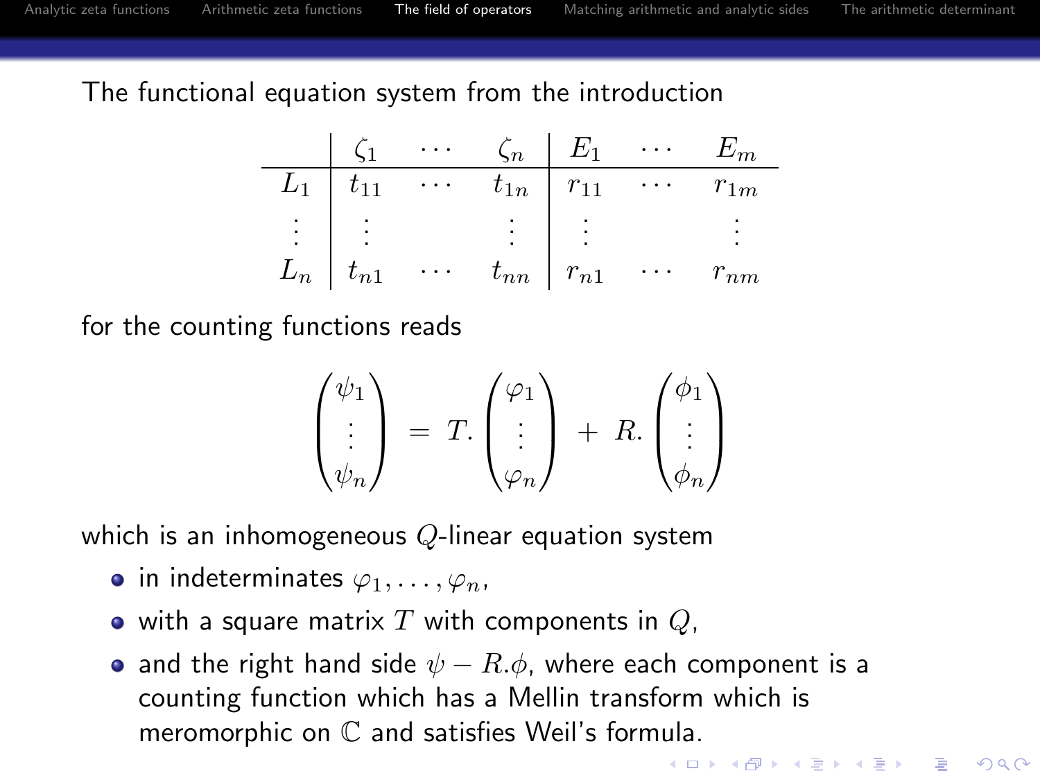The functional equation system from the introduction

|  | $\zeta_1$ | $\cdots$ | $\zeta_n$ | $E_1$ | $\cdots$ | $E_m$ |
|---|---|---|---|---|---|---|
| $L_1$ | $t_{11}$ | $\cdots$ | $t_{1n}$ | $r_{11}$ | $\cdots$ | $r_{1m}$ |
| $\vdots$ | $\vdots$ |  | $\vdots$ | $\vdots$ |  | $\vdots$ |
| $L_n$ | $t_{n1}$ | $\cdots$ | $t_{nn}$ | $r_{n1}$ | $\cdots$ | $r_{nm}$ |

for the counting functions reads

$$\begin{pmatrix} \psi_1 \\ \vdots \\ \psi_n \end{pmatrix} = T. \begin{pmatrix} \varphi_1 \\ \vdots \\ \varphi_n \end{pmatrix} + R. \begin{pmatrix} \phi_1 \\ \vdots \\ \phi_n \end{pmatrix}$$

which is an inhomogeneous $Q$-linear equation system

- in indeterminates $\varphi_1, \ldots, \varphi_n$,
- with a square matrix $T$ with components in $Q$,
- and the right hand side $\psi - R.\phi$, where each component is a counting function which has a Mellin transform which is meromorphic on $\mathbb{C}$ and satisfies Weil's formula.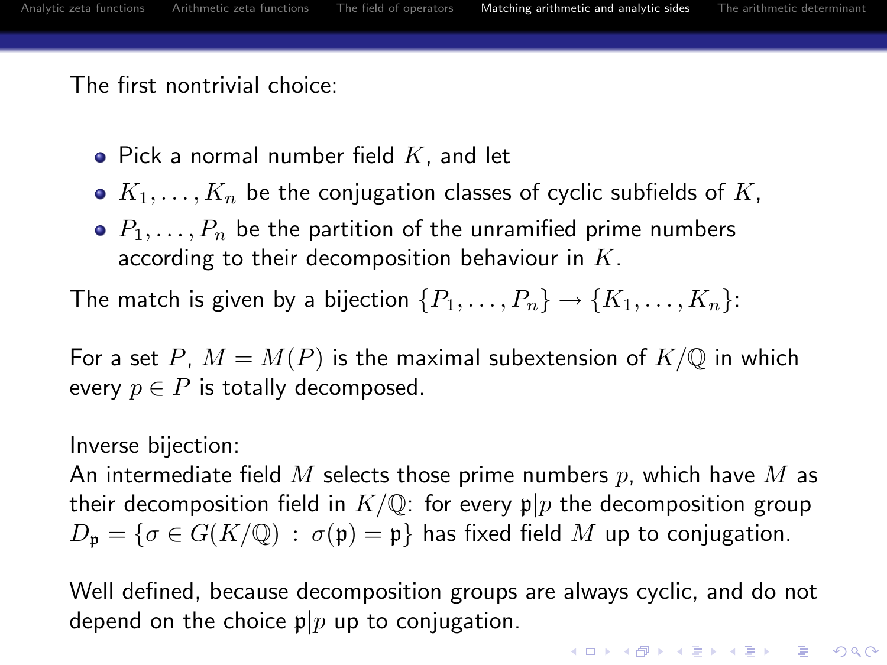The first nontrivial choice:

- Pick a normal number field $K$, and let
- $K_1, \ldots, K_n$ be the conjugation classes of cyclic subfields of $K$,
- $P_1, \ldots, P_n$ be the partition of the unramified prime numbers according to their decomposition behaviour in $K$.

The match is given by a bijection $\{P_1, \ldots, P_n\} \to \{K_1, \ldots, K_n\}$:

For a set $P$, $M = M(P)$ is the maximal subextension of $K/\mathbb{Q}$ in which every $p \in P$ is totally decomposed.

Inverse bijection:
An intermediate field $M$ selects those prime numbers $p$, which have $M$ as their decomposition field in $K/\mathbb{Q}$: for every $\mathfrak{p}|p$ the decomposition group $D_{\mathfrak{p}} = \{\sigma \in G(K/\mathbb{Q}) \, : \, \sigma(\mathfrak{p}) = \mathfrak{p}\}$ has fixed field $M$ up to conjugation.

Well defined, because decomposition groups are always cyclic, and do not depend on the choice $\mathfrak{p}|p$ up to conjugation.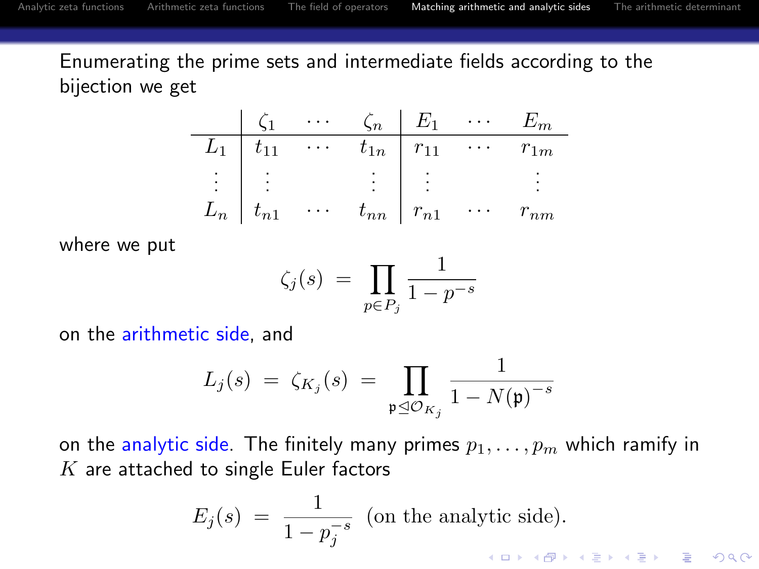Enumerating the prime sets and intermediate fields according to the bijection we get

|  | $\zeta_1$ | $\cdots$ | $\zeta_n$ | $E_1$ | $\cdots$ | $E_m$ |
|---|---|---|---|---|---|---|
| $L_1$ | $t_{11}$ | $\cdots$ | $t_{1n}$ | $r_{11}$ | $\cdots$ | $r_{1m}$ |
| $\vdots$ | $\vdots$ |  | $\vdots$ | $\vdots$ |  | $\vdots$ |
| $L_n$ | $t_{n1}$ | $\cdots$ | $t_{nn}$ | $r_{n1}$ | $\cdots$ | $r_{nm}$ |

where we put

$$\zeta_j(s) \; = \; \prod_{p \in P_j} \frac{1}{1 - p^{-s}}$$

on the arithmetic side, and

$$L_j(s) \; = \; \zeta_{K_j}(s) \; = \; \prod_{\mathfrak{p} \trianglelefteq \mathcal{O}_{K_j}} \frac{1}{1 - N(\mathfrak{p})^{-s}}$$

on the analytic side. The finitely many primes $p_1, \ldots, p_m$ which ramify in $K$ are attached to single Euler factors

$$E_j(s) \; = \; \frac{1}{1 - p_j^{-s}} \; \text{(on the analytic side).}$$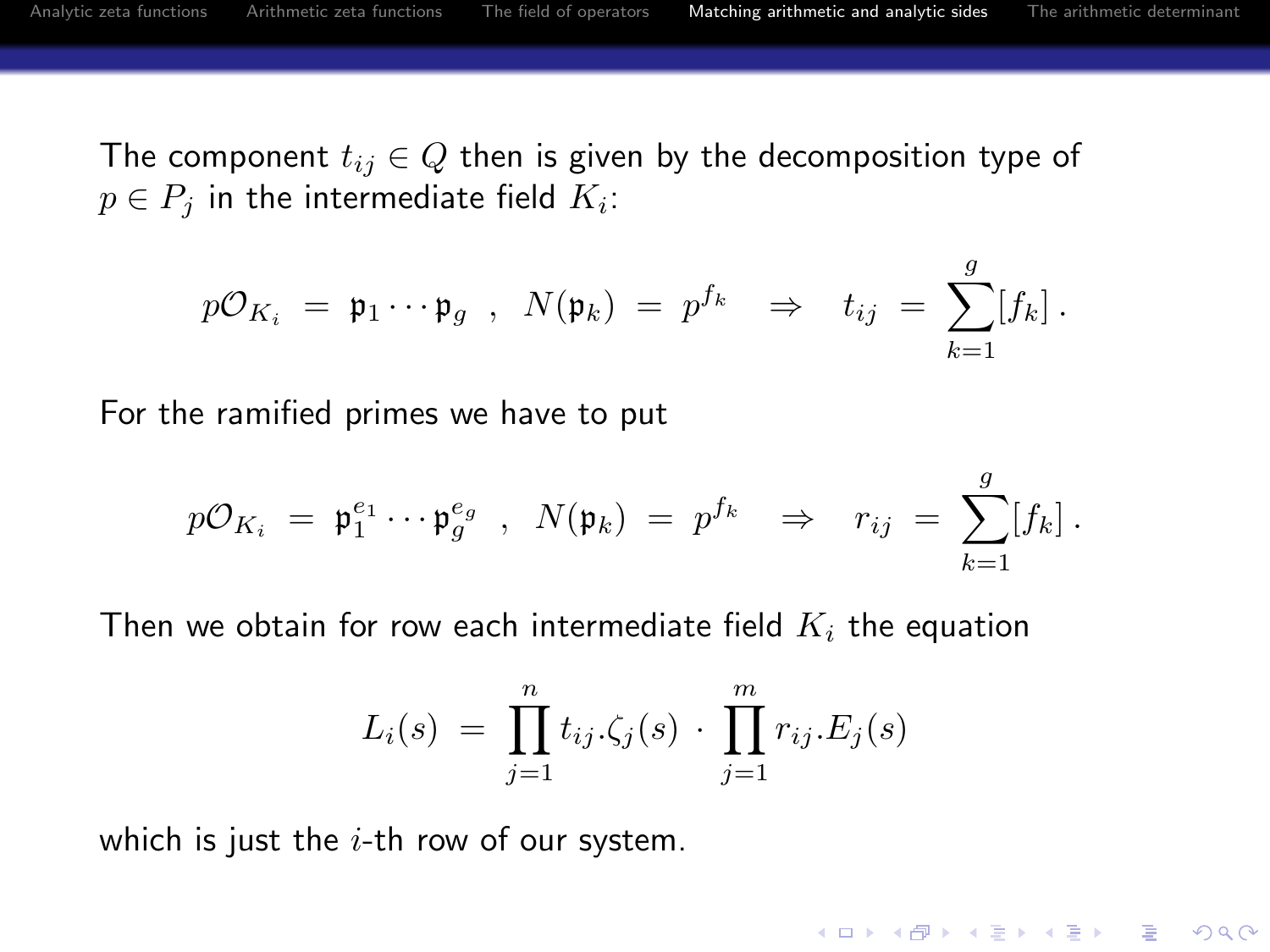The component $t_{ij} \in Q$ then is given by the decomposition type of $p \in P_j$ in the intermediate field $K_i$:

$$
p\mathcal{O}_{K_i} \;=\; \mathfrak{p}_1 \cdots \mathfrak{p}_g \;\;,\;\; N(\mathfrak{p}_k) \;=\; p^{f_k} \quad \Rightarrow \quad t_{ij} \;=\; \sum_{k=1}^{g} [f_k]\,.
$$

For the ramified primes we have to put

$$
p\mathcal{O}_{K_i} \;=\; \mathfrak{p}_1^{e_1} \cdots \mathfrak{p}_g^{e_g} \;\;,\;\; N(\mathfrak{p}_k) \;=\; p^{f_k} \quad \Rightarrow \quad r_{ij} \;=\; \sum_{k=1}^{g} [f_k]\,.
$$

Then we obtain for row each intermediate field $K_i$ the equation

$$
L_i(s) \;=\; \prod_{j=1}^{n} t_{ij}.\zeta_j(s) \;\cdot\; \prod_{j=1}^{m} r_{ij}.E_j(s)
$$

which is just the $i$-th row of our system.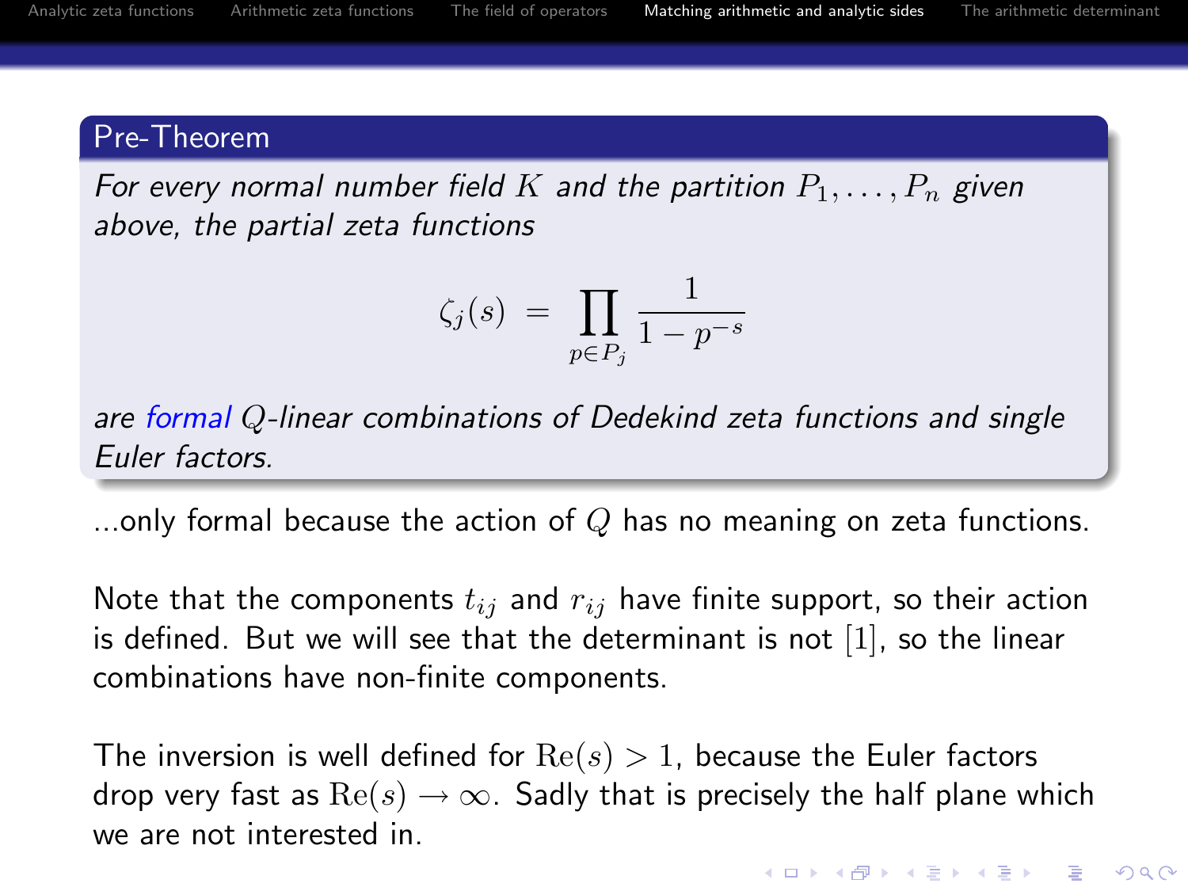**Pre-Theorem**

*For every normal number field $K$ and the partition $P_1, \ldots, P_n$ given above, the partial zeta functions*

$$\zeta_j(s) \;=\; \prod_{p \in P_j} \frac{1}{1 - p^{-s}}$$

*are formal $Q$-linear combinations of Dedekind zeta functions and single Euler factors.*

...only formal because the action of $Q$ has no meaning on zeta functions.

Note that the components $t_{ij}$ and $r_{ij}$ have finite support, so their action is defined. But we will see that the determinant is not $[1]$, so the linear combinations have non-finite components.

The inversion is well defined for $\mathrm{Re}(s) > 1$, because the Euler factors drop very fast as $\mathrm{Re}(s) \to \infty$. Sadly that is precisely the half plane which we are not interested in.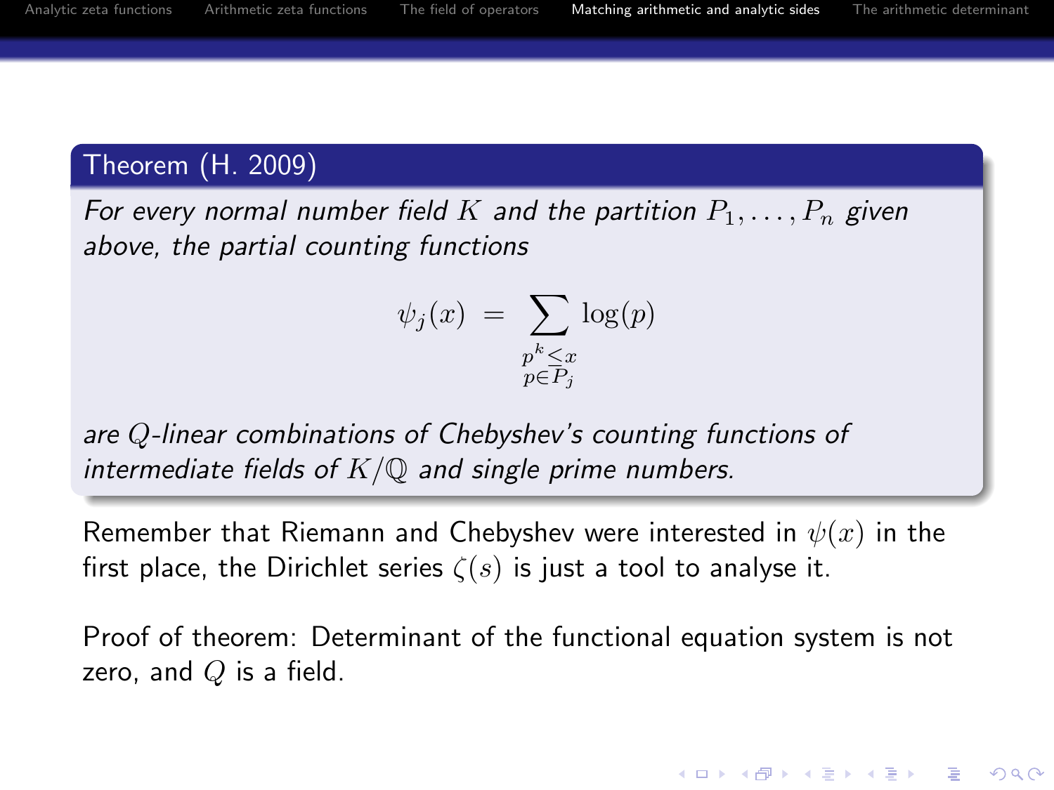**Theorem (H. 2009)**

*For every normal number field $K$ and the partition $P_1, \ldots, P_n$ given above, the partial counting functions*

$$\psi_j(x) \;=\; \sum_{\substack{p^k \leq x \\ p \in P_j}} \log(p)$$

*are $Q$-linear combinations of Chebyshev's counting functions of intermediate fields of $K/\mathbb{Q}$ and single prime numbers.*

Remember that Riemann and Chebyshev were interested in $\psi(x)$ in the first place, the Dirichlet series $\zeta(s)$ is just a tool to analyse it.

Proof of theorem: Determinant of the functional equation system is not zero, and $Q$ is a field.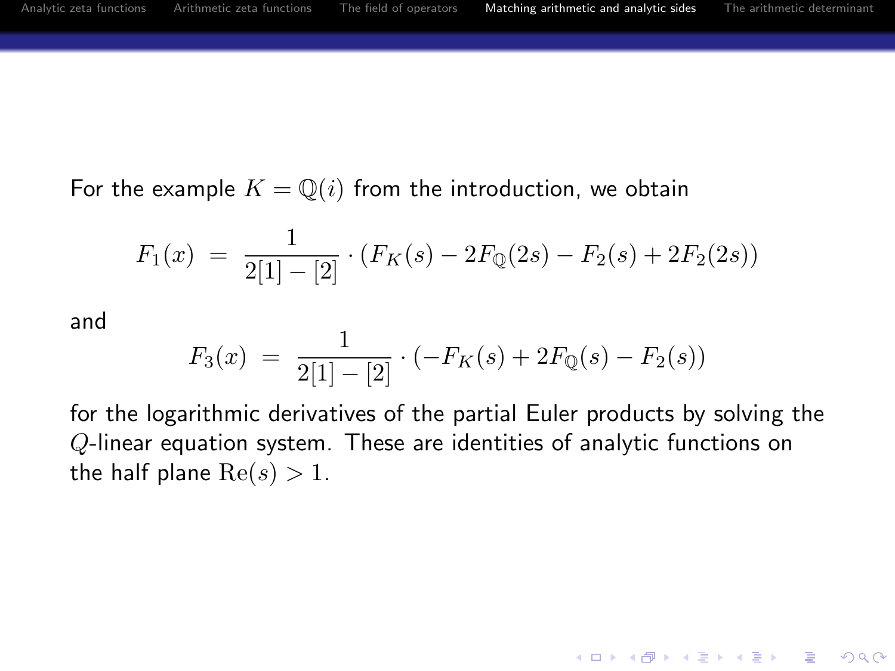For the example $K = \mathbb{Q}(i)$ from the introduction, we obtain

$$F_1(x) \ = \ \frac{1}{2[1]-[2]} \cdot (F_K(s) - 2F_{\mathbb{Q}}(2s) - F_2(s) + 2F_2(2s))$$

and

$$F_3(x) \ = \ \frac{1}{2[1]-[2]} \cdot (-F_K(s) + 2F_{\mathbb{Q}}(s) - F_2(s))$$

for the logarithmic derivatives of the partial Euler products by solving the $Q$-linear equation system. These are identities of analytic functions on the half plane $\mathrm{Re}(s) > 1$.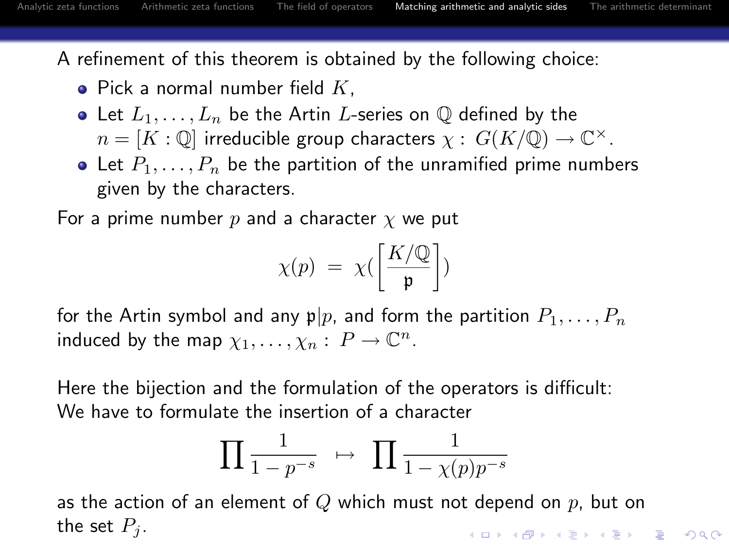A refinement of this theorem is obtained by the following choice:

- Pick a normal number field $K$,
- Let $L_1, \ldots, L_n$ be the Artin $L$-series on $\mathbb{Q}$ defined by the $n = [K : \mathbb{Q}]$ irreducible group characters $\chi : G(K/\mathbb{Q}) \to \mathbb{C}^\times$.
- Let $P_1, \ldots, P_n$ be the partition of the unramified prime numbers given by the characters.

For a prime number $p$ and a character $\chi$ we put

$$\chi(p) = \chi(\left[\frac{K/\mathbb{Q}}{\mathfrak{p}}\right])$$

for the Artin symbol and any $\mathfrak{p}|p$, and form the partition $P_1, \ldots, P_n$ induced by the map $\chi_1, \ldots, \chi_n : P \to \mathbb{C}^n$.

Here the bijection and the formulation of the operators is difficult: We have to formulate the insertion of a character

$$\prod \frac{1}{1 - p^{-s}} \mapsto \prod \frac{1}{1 - \chi(p)p^{-s}}$$

as the action of an element of $Q$ which must not depend on $p$, but on the set $P_j$.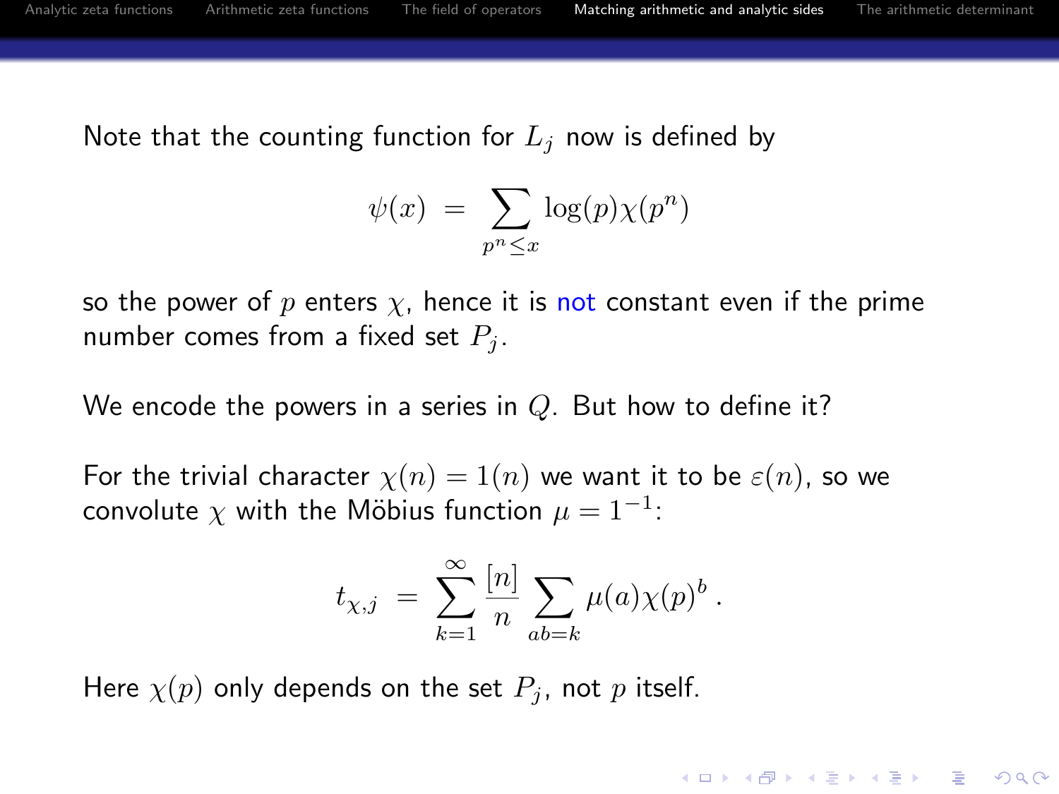Note that the counting function for $L_j$ now is defined by

$$\psi(x) \;=\; \sum_{p^n \leq x} \log(p)\chi(p^n)$$

so the power of $p$ enters $\chi$, hence it is not constant even if the prime number comes from a fixed set $P_j$.

We encode the powers in a series in $Q$. But how to define it?

For the trivial character $\chi(n) = 1(n)$ we want it to be $\varepsilon(n)$, so we convolute $\chi$ with the Möbius function $\mu = 1^{-1}$:

$$t_{\chi,j} \;=\; \sum_{k=1}^{\infty} \frac{[n]}{n} \sum_{ab=k} \mu(a)\chi(p)^b \,.$$

Here $\chi(p)$ only depends on the set $P_j$, not $p$ itself.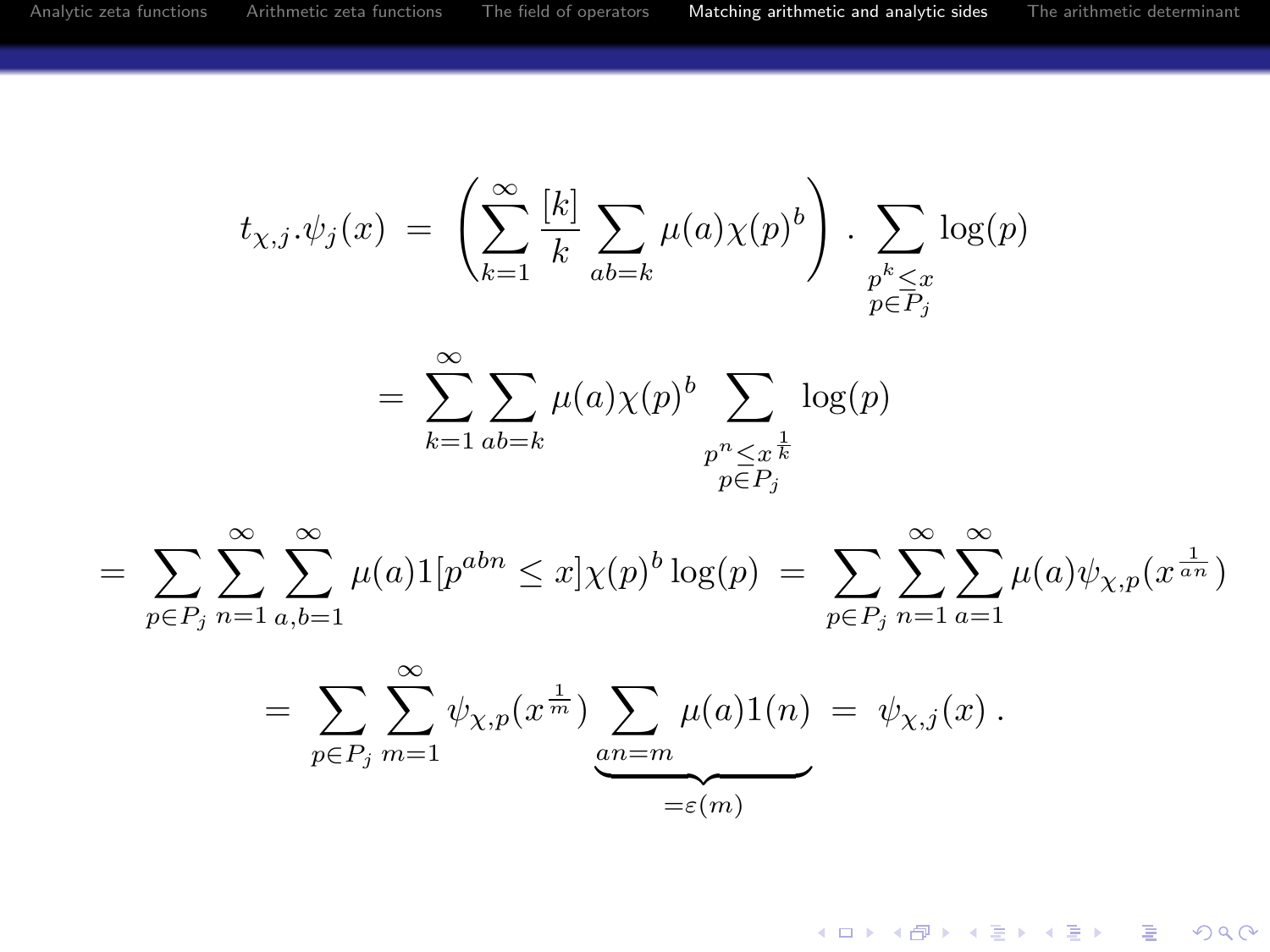$$t_{\chi,j}.\psi_j(x) \;=\; \left( \sum_{k=1}^{\infty} \frac{[k]}{k} \sum_{ab=k} \mu(a)\chi(p)^b \right) . \sum_{\substack{p^k \leq x \\ p \in P_j}} \log(p)$$

$$= \sum_{k=1}^{\infty} \sum_{ab=k} \mu(a)\chi(p)^b \sum_{\substack{p^n \leq x^{\frac{1}{k}} \\ p \in P_j}} \log(p)$$

$$= \sum_{p \in P_j} \sum_{n=1}^{\infty} \sum_{a,b=1}^{\infty} \mu(a) 1[p^{abn} \leq x] \chi(p)^b \log(p) \;=\; \sum_{p \in P_j} \sum_{n=1}^{\infty} \sum_{a=1}^{\infty} \mu(a) \psi_{\chi,p}(x^{\frac{1}{an}})$$

$$= \sum_{p \in P_j} \sum_{m=1}^{\infty} \psi_{\chi,p}(x^{\frac{1}{m}}) \underbrace{\sum_{an=m} \mu(a) 1(n)}_{=\varepsilon(m)} \;=\; \psi_{\chi,j}(x)\,.$$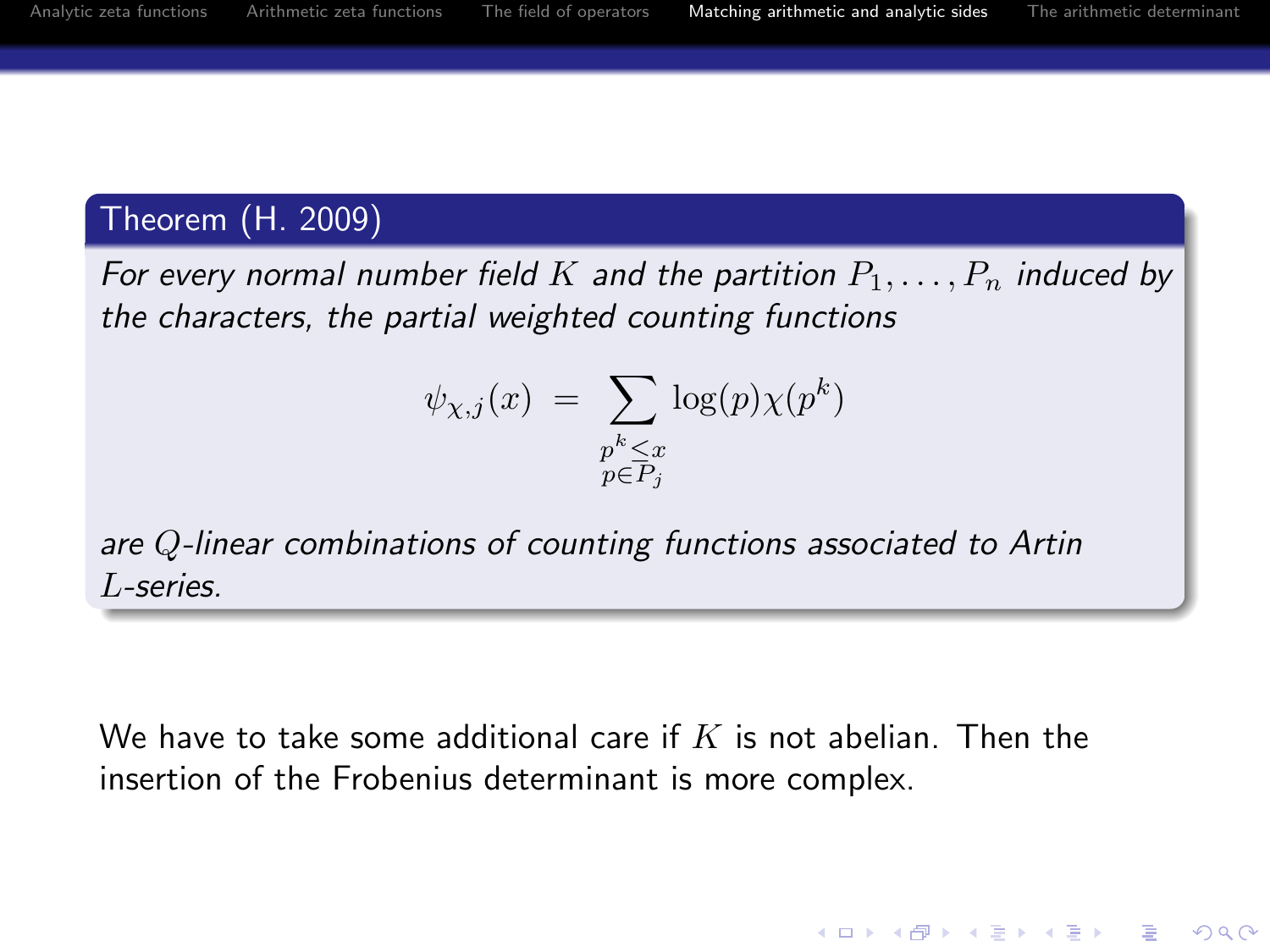**Theorem (H. 2009)**

*For every normal number field $K$ and the partition $P_1, \ldots, P_n$ induced by the characters, the partial weighted counting functions*

$$\psi_{\chi,j}(x) \ = \ \sum_{\substack{p^k \leq x \\ p \in P_j}} \log(p)\chi(p^k)$$

*are $Q$-linear combinations of counting functions associated to Artin $L$-series.*

We have to take some additional care if $K$ is not abelian. Then the insertion of the Frobenius determinant is more complex.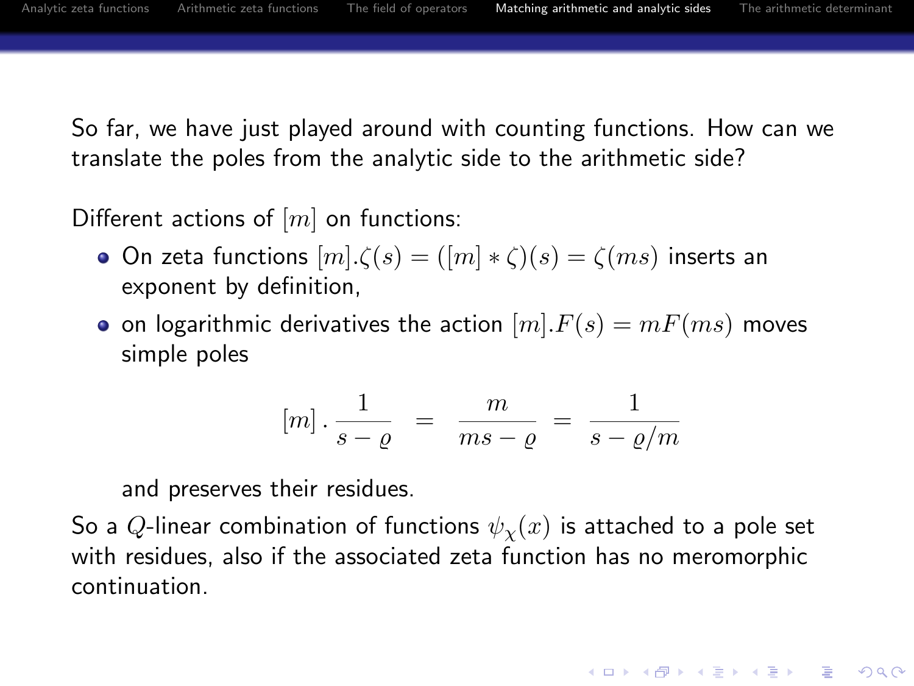So far, we have just played around with counting functions. How can we translate the poles from the analytic side to the arithmetic side?

Different actions of $[m]$ on functions:

- On zeta functions $[m].\zeta(s) = ([m] * \zeta)(s) = \zeta(ms)$ inserts an exponent by definition,
- on logarithmic derivatives the action $[m].F(s) = mF(ms)$ moves simple poles

$$[m] \cdot \frac{1}{s - \varrho} \;=\; \frac{m}{ms - \varrho} \;=\; \frac{1}{s - \varrho/m}$$

  and preserves their residues.

So a $Q$-linear combination of functions $\psi_\chi(x)$ is attached to a pole set with residues, also if the associated zeta function has no meromorphic continuation.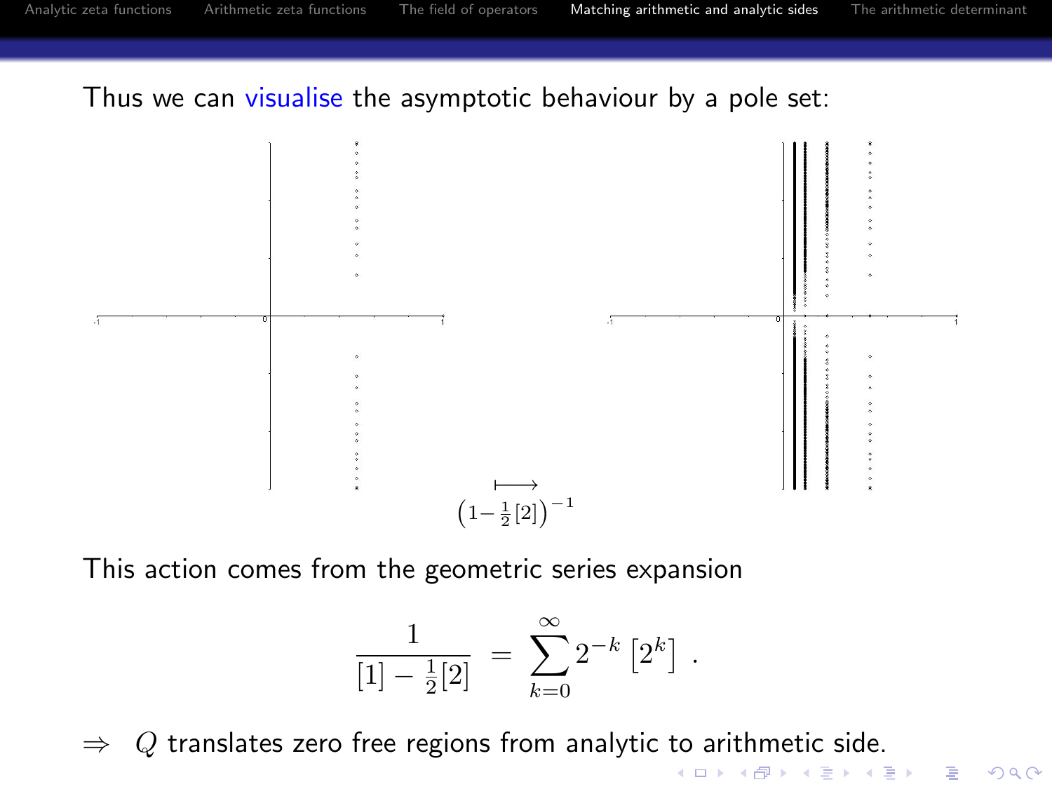Thus we can visualise the asymptotic behaviour by a pole set:

$$\xrightarrow[\left(1-\frac{1}{2}[2]\right)^{-1}]{\longmapsto}$$

This action comes from the geometric series expansion

$$\frac{1}{[1]-\frac{1}{2}[2]} = \sum_{k=0}^{\infty} 2^{-k}\left[2^k\right] .$$

$\Rightarrow$ $Q$ translates zero free regions from analytic to arithmetic side.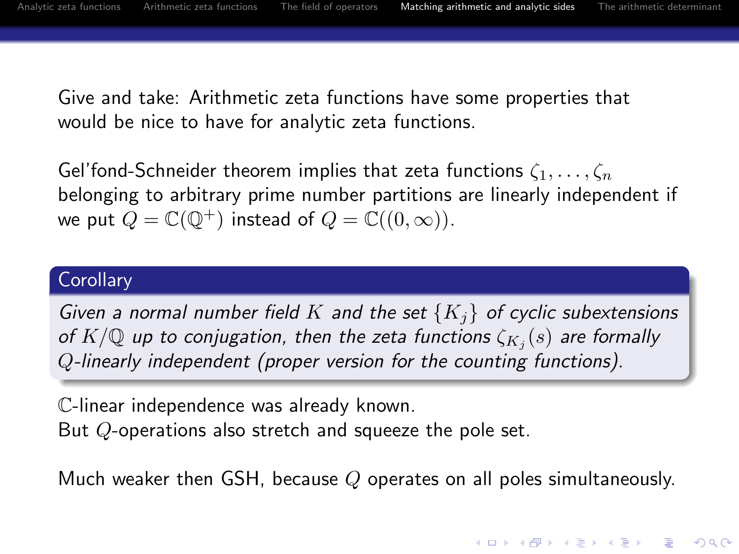Give and take: Arithmetic zeta functions have some properties that would be nice to have for analytic zeta functions.

Gel'fond-Schneider theorem implies that zeta functions $\zeta_1, \ldots, \zeta_n$ belonging to arbitrary prime number partitions are linearly independent if we put $Q = \mathbb{C}(\mathbb{Q}^+)$ instead of $Q = \mathbb{C}((0, \infty))$.

**Corollary**

*Given a normal number field $K$ and the set $\{K_j\}$ of cyclic subextensions of $K/\mathbb{Q}$ up to conjugation, then the zeta functions $\zeta_{K_j}(s)$ are formally $Q$-linearly independent (proper version for the counting functions).*

$\mathbb{C}$-linear independence was already known.
But $Q$-operations also stretch and squeeze the pole set.

Much weaker then GSH, because $Q$ operates on all poles simultaneously.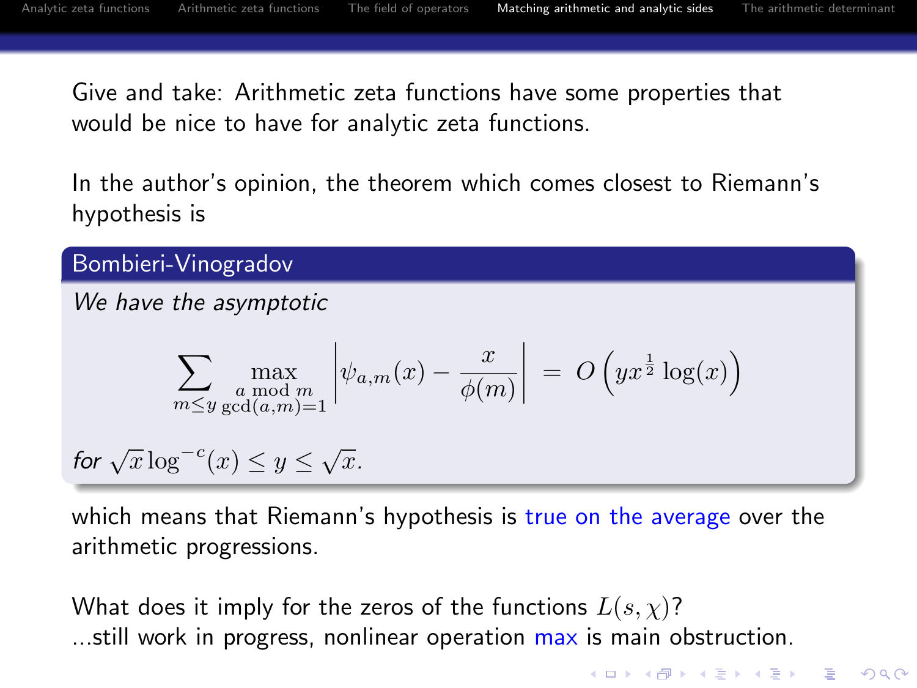Give and take: Arithmetic zeta functions have some properties that would be nice to have for analytic zeta functions.

In the author's opinion, the theorem which comes closest to Riemann's hypothesis is

**Bombieri-Vinogradov**

*We have the asymptotic*

$$\sum_{m \le y} \max_{\substack{a \bmod m \\ \gcd(a,m)=1}} \left| \psi_{a,m}(x) - \frac{x}{\phi(m)} \right| = O\left( y x^{\frac{1}{2}} \log(x) \right)$$

*for* $\sqrt{x}\log^{-c}(x) \le y \le \sqrt{x}$.

which means that Riemann's hypothesis is true on the average over the arithmetic progressions.

What does it imply for the zeros of the functions $L(s, \chi)$?
...still work in progress, nonlinear operation max is main obstruction.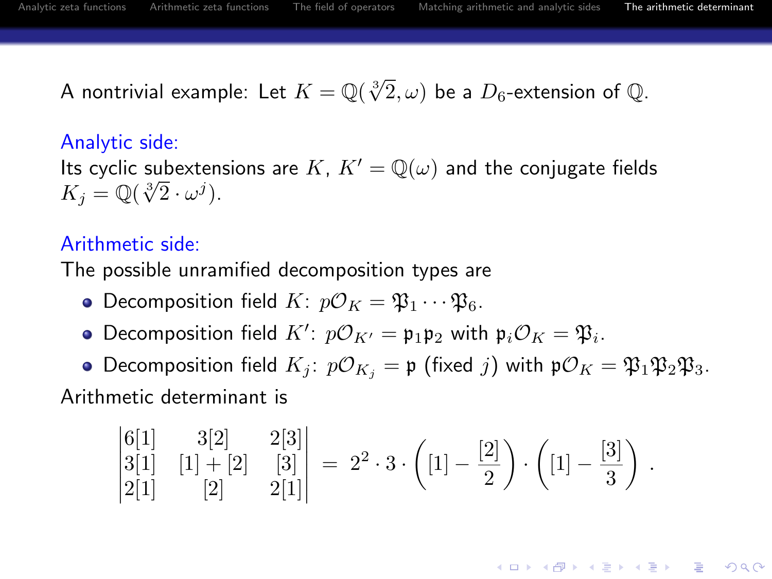A nontrivial example: Let $K = \mathbb{Q}(\sqrt[3]{2}, \omega)$ be a $D_6$-extension of $\mathbb{Q}$.

Analytic side:

Its cyclic subextensions are $K$, $K' = \mathbb{Q}(\omega)$ and the conjugate fields $K_j = \mathbb{Q}(\sqrt[3]{2} \cdot \omega^j)$.

Arithmetic side:

The possible unramified decomposition types are

- Decomposition field $K$: $p\mathcal{O}_K = \mathfrak{P}_1 \cdots \mathfrak{P}_6$.
- Decomposition field $K'$: $p\mathcal{O}_{K'} = \mathfrak{p}_1\mathfrak{p}_2$ with $\mathfrak{p}_i\mathcal{O}_K = \mathfrak{P}_i$.
- Decomposition field $K_j$: $p\mathcal{O}_{K_j} = \mathfrak{p}$ (fixed $j$) with $\mathfrak{p}\mathcal{O}_K = \mathfrak{P}_1\mathfrak{P}_2\mathfrak{P}_3$.

Arithmetic determinant is

$$\begin{vmatrix} 6[1] & 3[2] & 2[3] \\ 3[1] & [1]+[2] & [3] \\ 2[1] & [2] & 2[1] \end{vmatrix} = 2^2 \cdot 3 \cdot \left( [1] - \frac{[2]}{2} \right) \cdot \left( [1] - \frac{[3]}{3} \right) .$$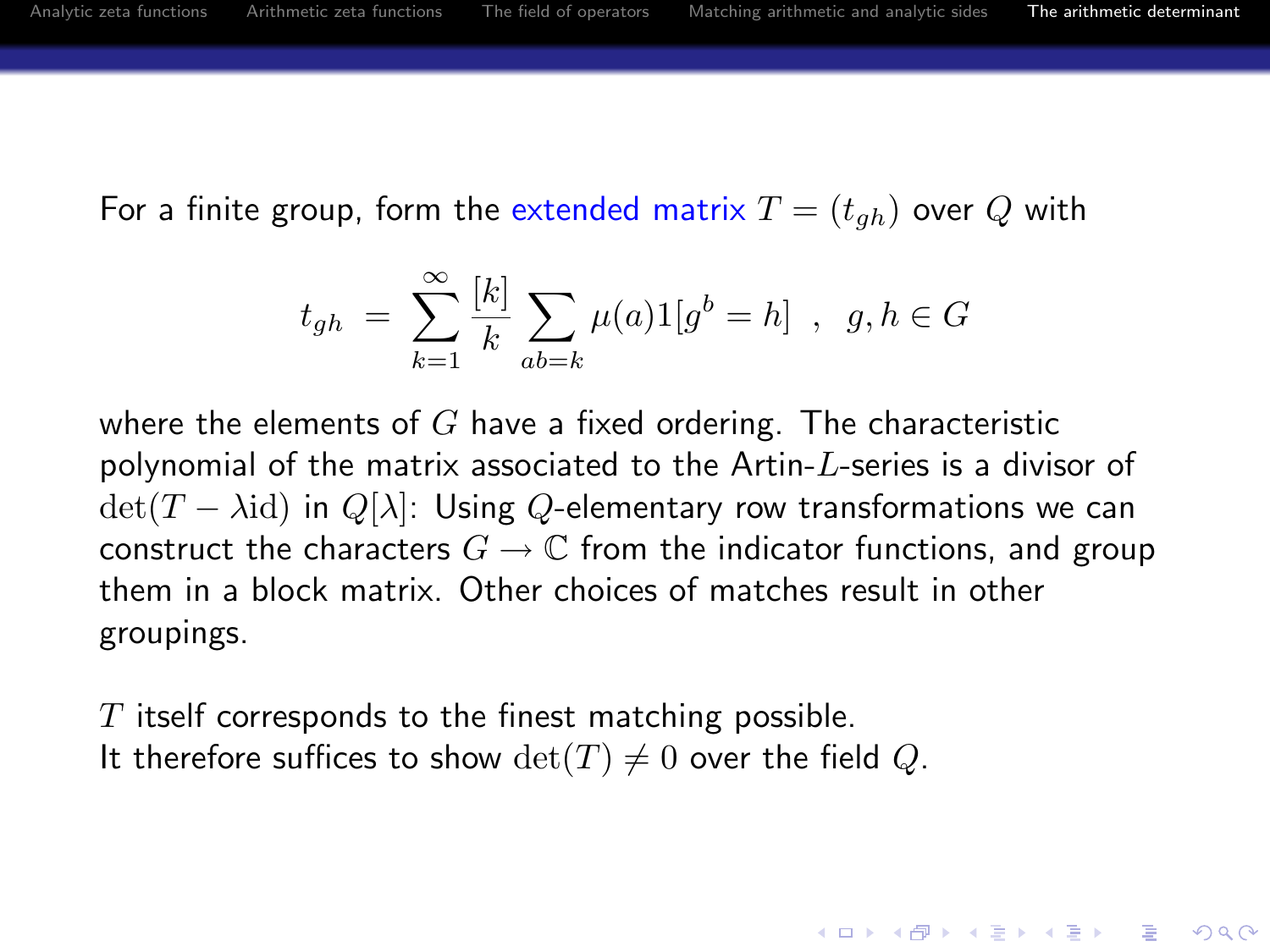For a finite group, form the extended matrix $T = (t_{gh})$ over $Q$ with

$$t_{gh} \;=\; \sum_{k=1}^{\infty} \frac{[k]}{k} \sum_{ab=k} \mu(a) 1[g^b = h] \;\;,\;\; g,h \in G$$

where the elements of $G$ have a fixed ordering. The characteristic polynomial of the matrix associated to the Artin-$L$-series is a divisor of $\det(T - \lambda \mathrm{id})$ in $Q[\lambda]$: Using $Q$-elementary row transformations we can construct the characters $G \to \mathbb{C}$ from the indicator functions, and group them in a block matrix. Other choices of matches result in other groupings.

$T$ itself corresponds to the finest matching possible.
It therefore suffices to show $\det(T) \neq 0$ over the field $Q$.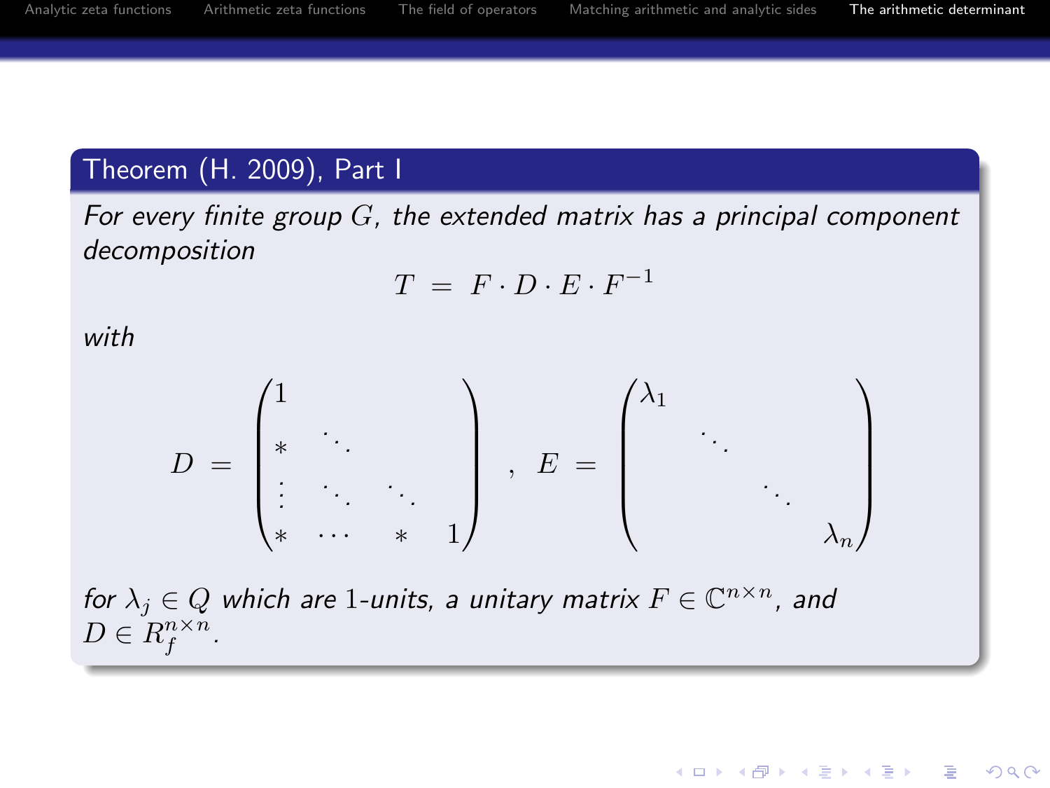**Theorem (H. 2009), Part I**

*For every finite group $G$, the extended matrix has a principal component decomposition*

$$T \;=\; F \cdot D \cdot E \cdot F^{-1}$$

*with*

$$D \;=\; \begin{pmatrix} 1 & & & \\ * & \ddots & & \\ \vdots & \ddots & \ddots & \\ * & \cdots & * & 1 \end{pmatrix} \;,\quad E \;=\; \begin{pmatrix} \lambda_1 & & & \\ & \ddots & & \\ & & \ddots & \\ & & & \lambda_n \end{pmatrix}$$

*for $\lambda_j \in Q$ which are $1$-units, a unitary matrix $F \in \mathbb{C}^{n \times n}$, and $D \in R_f^{n \times n}$.*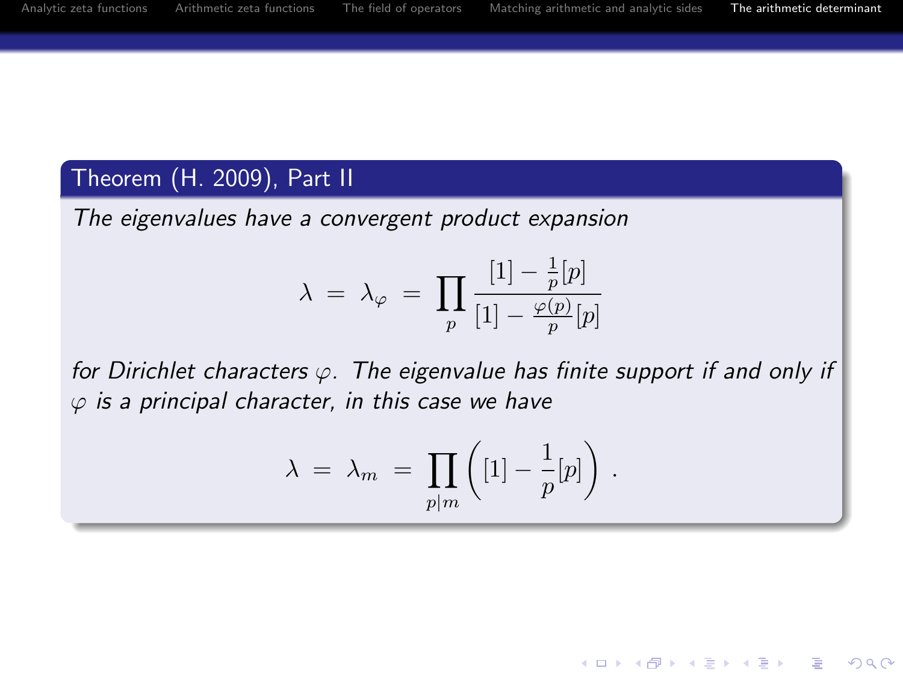**Theorem (H. 2009), Part II**

*The eigenvalues have a convergent product expansion*

$$\lambda \;=\; \lambda_\varphi \;=\; \prod_p \frac{[1] - \frac{1}{p}[p]}{[1] - \frac{\varphi(p)}{p}[p]}$$

*for Dirichlet characters $\varphi$. The eigenvalue has finite support if and only if $\varphi$ is a principal character, in this case we have*

$$\lambda \;=\; \lambda_m \;=\; \prod_{p|m} \left( [1] - \frac{1}{p}[p] \right) .$$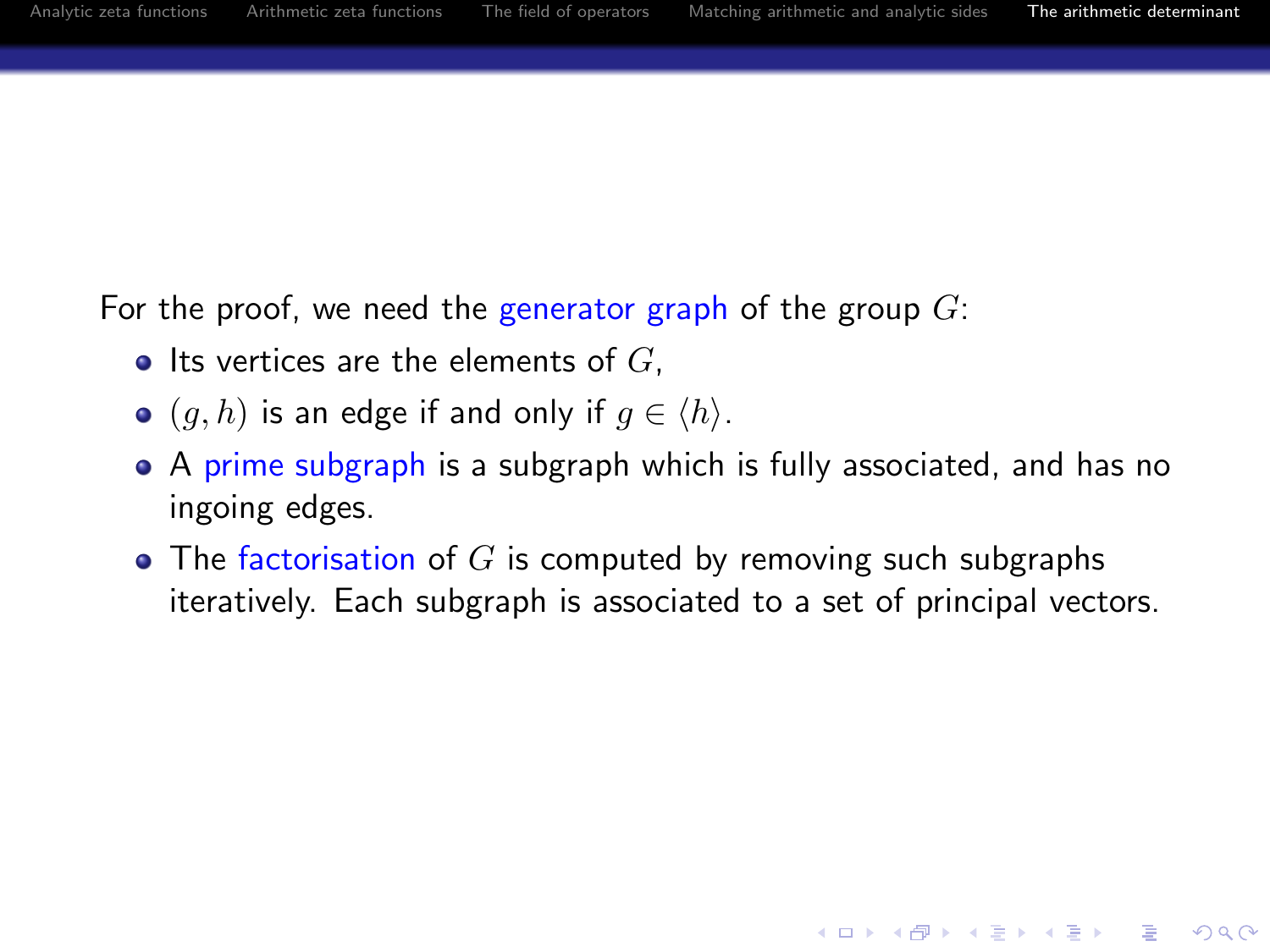For the proof, we need the generator graph of the group $G$:

- Its vertices are the elements of $G$,
- $(g, h)$ is an edge if and only if $g \in \langle h \rangle$.
- A prime subgraph is a subgraph which is fully associated, and has no ingoing edges.
- The factorisation of $G$ is computed by removing such subgraphs iteratively. Each subgraph is associated to a set of principal vectors.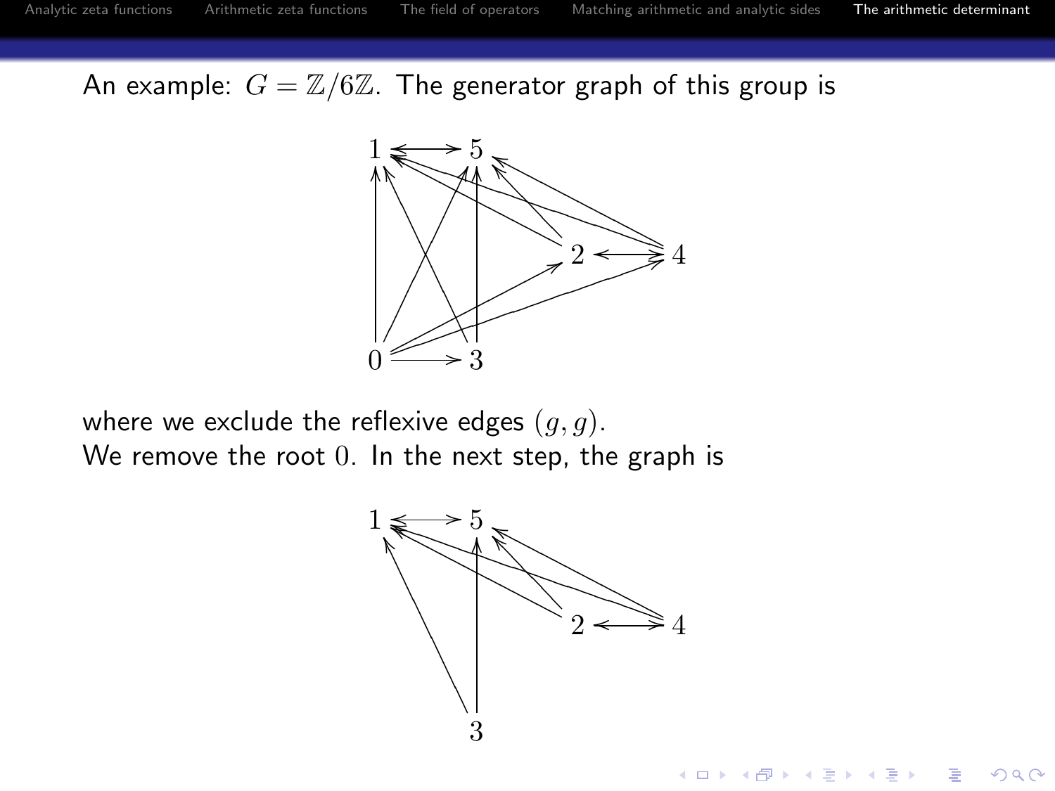An example: $G = \mathbb{Z}/6\mathbb{Z}$. The generator graph of this group is

where we exclude the reflexive edges $(g, g)$.

We remove the root $0$. In the next step, the graph is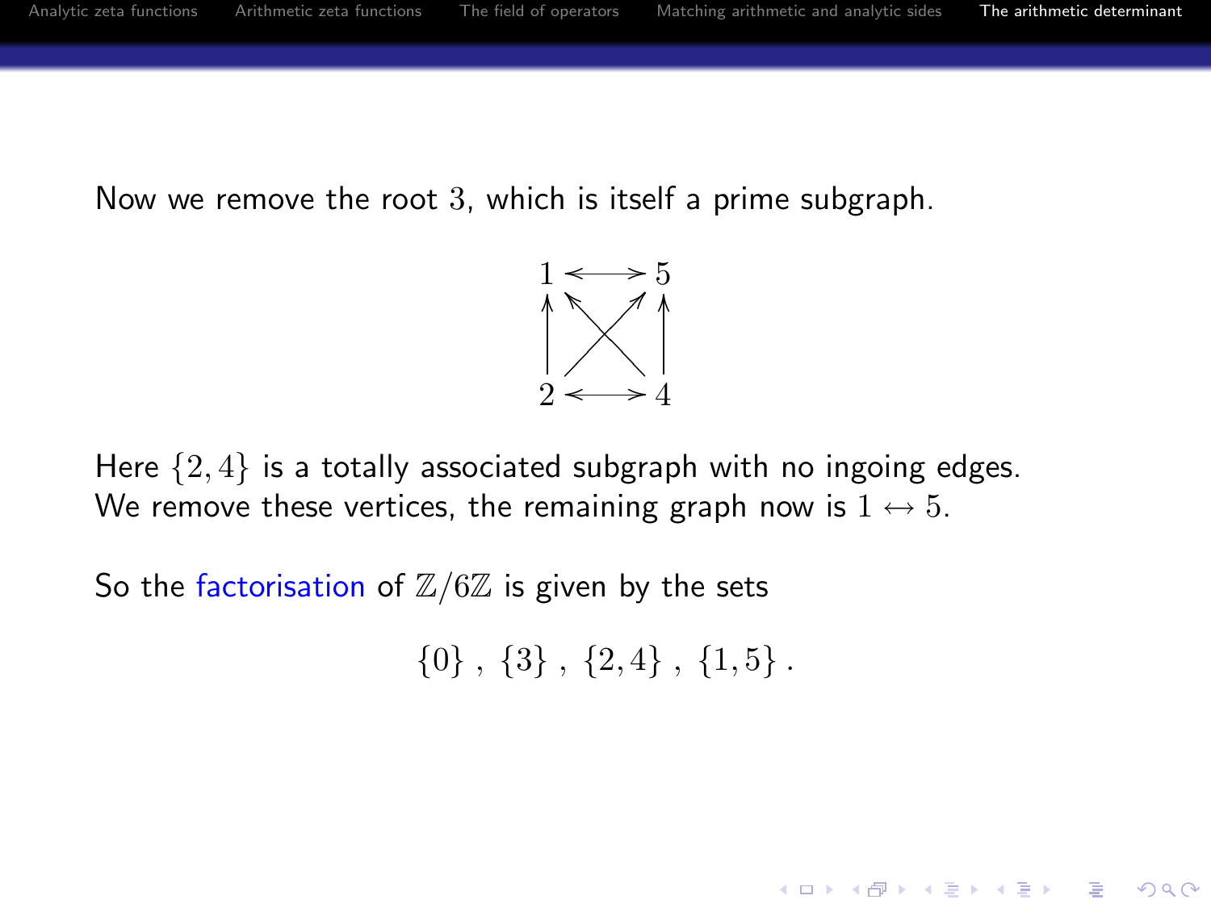Now we remove the root $3$, which is itself a prime subgraph.

$$
\begin{array}{ccc}
1 & \longleftrightarrow & 5 \\
\uparrow & \nwarrow \;\; \nearrow & \uparrow \\
2 & \longleftrightarrow & 4
\end{array}
$$

Here $\{2,4\}$ is a totally associated subgraph with no ingoing edges. We remove these vertices, the remaining graph now is $1 \leftrightarrow 5$.

So the factorisation of $\mathbb{Z}/6\mathbb{Z}$ is given by the sets

$$\{0\}\,,\;\{3\}\,,\;\{2,4\}\,,\;\{1,5\}\,.$$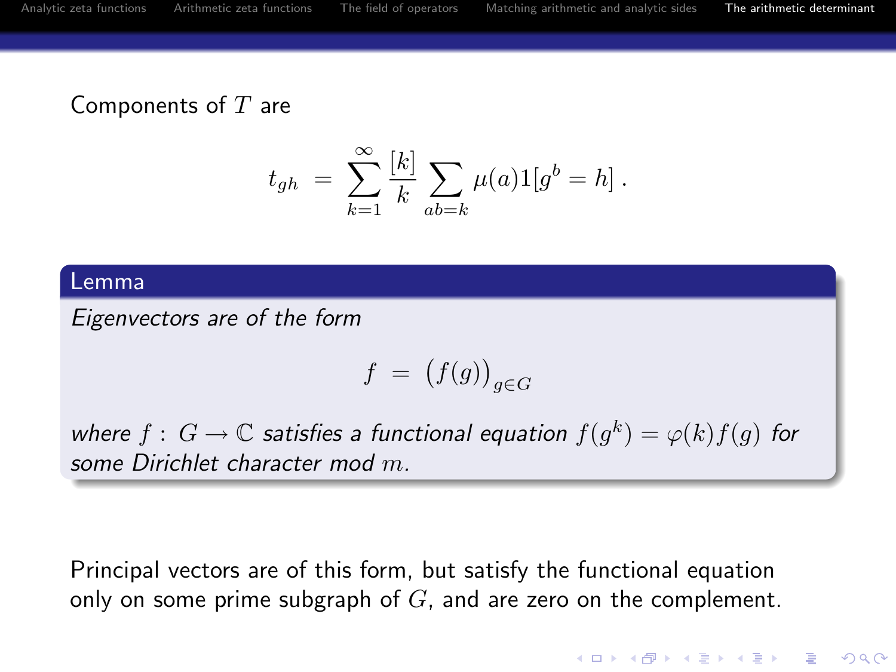Components of $T$ are

$$t_{gh} \;=\; \sum_{k=1}^{\infty} \frac{[k]}{k} \sum_{ab=k} \mu(a) 1[g^b = h] \,.$$

**Lemma**

*Eigenvectors are of the form*

$$f \;=\; \big(f(g)\big)_{g \in G}$$

*where $f : G \to \mathbb{C}$ satisfies a functional equation $f(g^k) = \varphi(k) f(g)$ for some Dirichlet character mod $m$.*

Principal vectors are of this form, but satisfy the functional equation only on some prime subgraph of $G$, and are zero on the complement.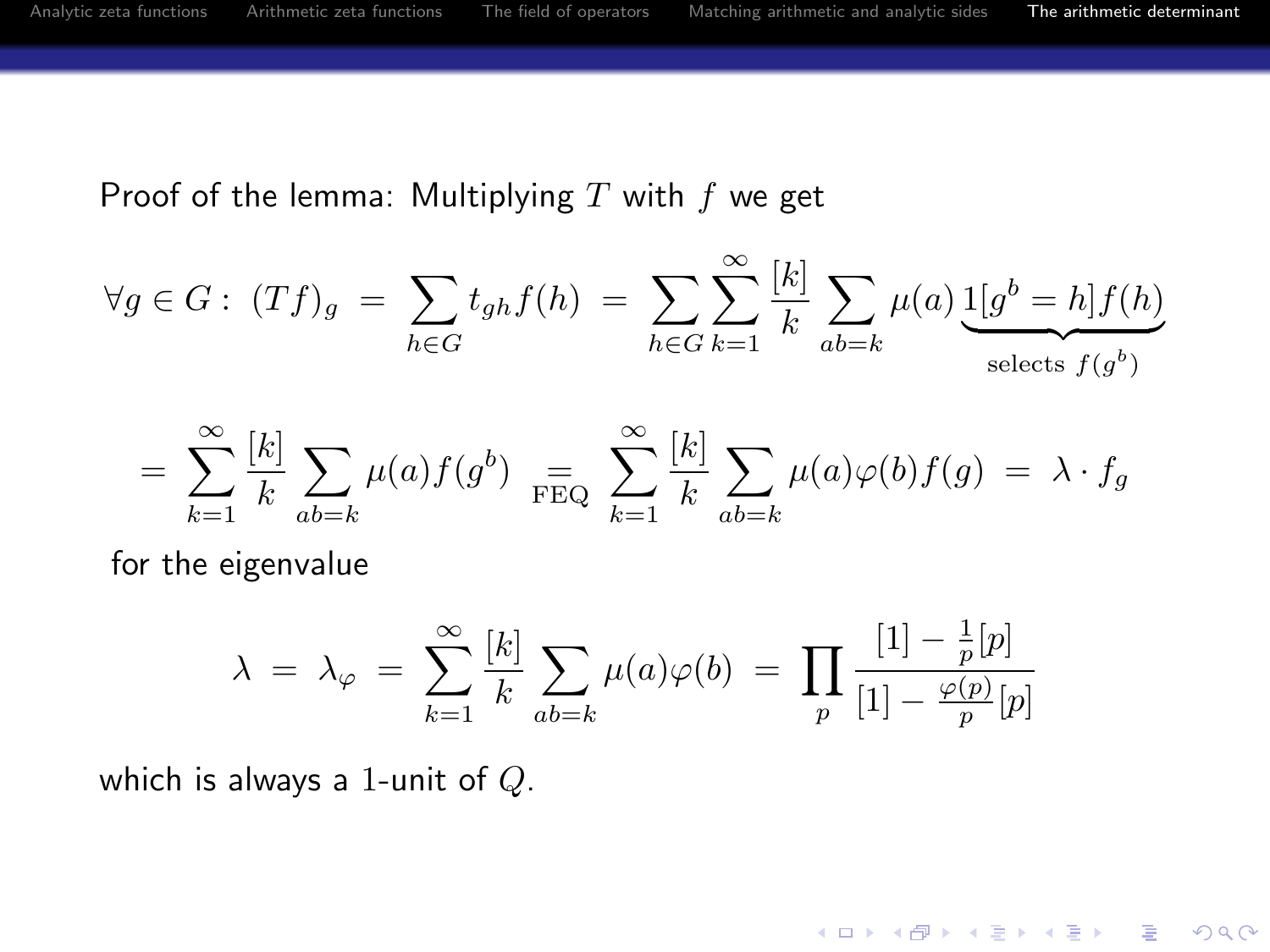Proof of the lemma: Multiplying $T$ with $f$ we get

$$\forall g \in G: \; (Tf)_g \;=\; \sum_{h \in G} t_{gh} f(h) \;=\; \sum_{h \in G} \sum_{k=1}^{\infty} \frac{[k]}{k} \sum_{ab=k} \mu(a) \underbrace{1[g^b = h] f(h)}_{\text{selects } f(g^b)}$$

$$= \sum_{k=1}^{\infty} \frac{[k]}{k} \sum_{ab=k} \mu(a) f(g^b) \underset{\text{FEQ}}{=} \sum_{k=1}^{\infty} \frac{[k]}{k} \sum_{ab=k} \mu(a) \varphi(b) f(g) \;=\; \lambda \cdot f_g$$

for the eigenvalue

$$\lambda \;=\; \lambda_\varphi \;=\; \sum_{k=1}^{\infty} \frac{[k]}{k} \sum_{ab=k} \mu(a) \varphi(b) \;=\; \prod_p \frac{[1] - \frac{1}{p}[p]}{[1] - \frac{\varphi(p)}{p}[p]}$$

which is always a 1-unit of $Q$.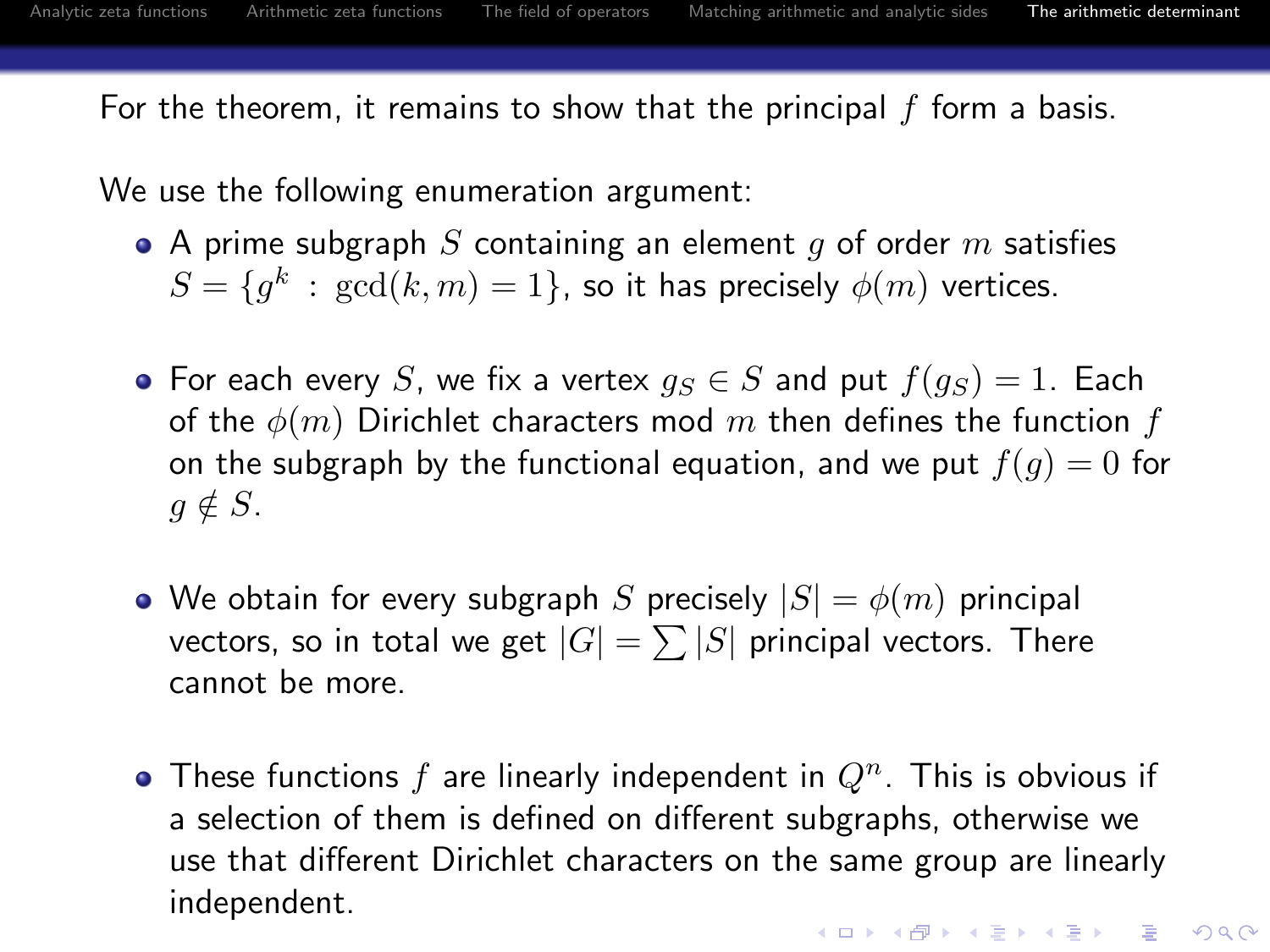For the theorem, it remains to show that the principal $f$ form a basis.

We use the following enumeration argument:

- A prime subgraph $S$ containing an element $g$ of order $m$ satisfies $S = \{g^k \,:\, \gcd(k, m) = 1\}$, so it has precisely $\phi(m)$ vertices.

- For each every $S$, we fix a vertex $g_S \in S$ and put $f(g_S) = 1$. Each of the $\phi(m)$ Dirichlet characters mod $m$ then defines the function $f$ on the subgraph by the functional equation, and we put $f(g) = 0$ for $g \notin S$.

- We obtain for every subgraph $S$ precisely $|S| = \phi(m)$ principal vectors, so in total we get $|G| = \sum |S|$ principal vectors. There cannot be more.

- These functions $f$ are linearly independent in $Q^n$. This is obvious if a selection of them is defined on different subgraphs, otherwise we use that different Dirichlet characters on the same group are linearly independent.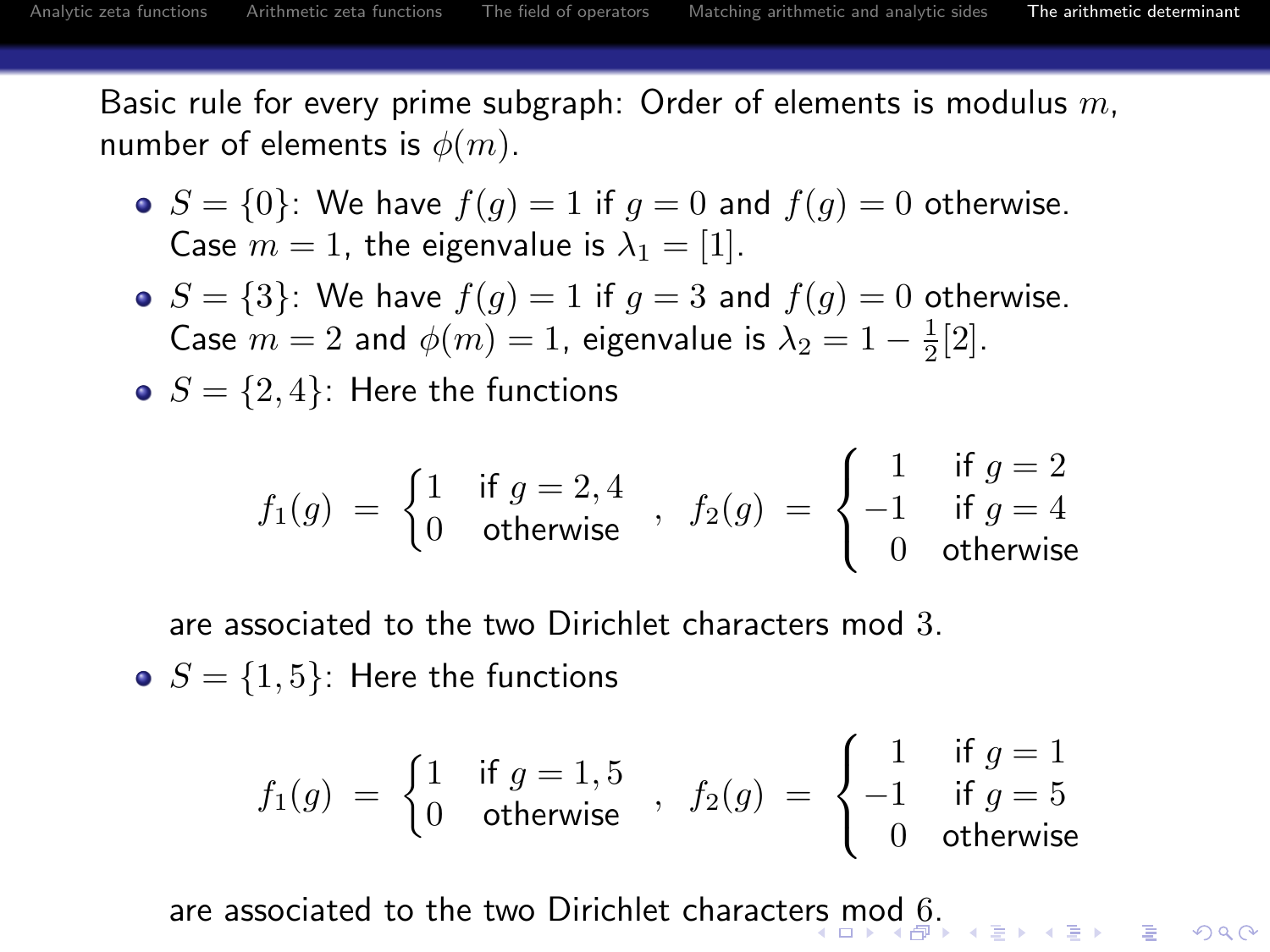Basic rule for every prime subgraph: Order of elements is modulus $m$, number of elements is $\phi(m)$.

- $S = \{0\}$: We have $f(g) = 1$ if $g = 0$ and $f(g) = 0$ otherwise. Case $m = 1$, the eigenvalue is $\lambda_1 = [1]$.
- $S = \{3\}$: We have $f(g) = 1$ if $g = 3$ and $f(g) = 0$ otherwise. Case $m = 2$ and $\phi(m) = 1$, eigenvalue is $\lambda_2 = 1 - \frac{1}{2}[2]$.
- $S = \{2, 4\}$: Here the functions

$$f_1(g) = \begin{cases} 1 & \text{if } g = 2, 4 \\ 0 & \text{otherwise} \end{cases} , \quad f_2(g) = \begin{cases} 1 & \text{if } g = 2 \\ -1 & \text{if } g = 4 \\ 0 & \text{otherwise} \end{cases}$$

  are associated to the two Dirichlet characters mod 3.
- $S = \{1, 5\}$: Here the functions

$$f_1(g) = \begin{cases} 1 & \text{if } g = 1, 5 \\ 0 & \text{otherwise} \end{cases} , \quad f_2(g) = \begin{cases} 1 & \text{if } g = 1 \\ -1 & \text{if } g = 5 \\ 0 & \text{otherwise} \end{cases}$$

  are associated to the two Dirichlet characters mod 6.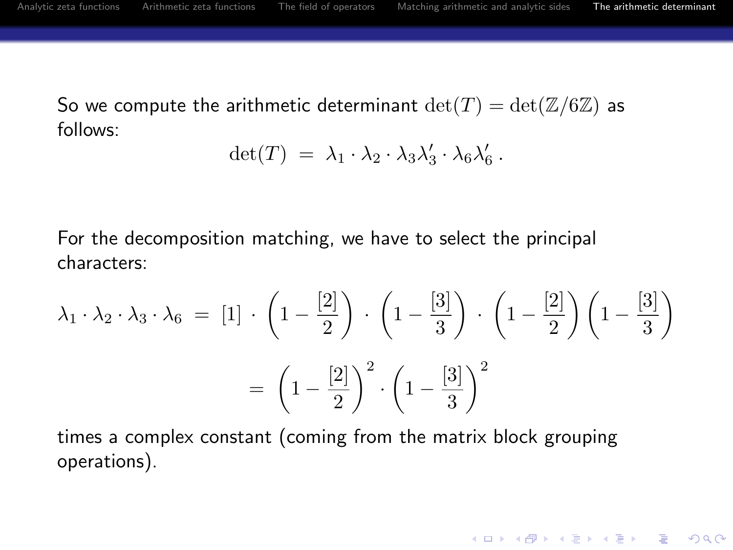So we compute the arithmetic determinant $\det(T) = \det(\mathbb{Z}/6\mathbb{Z})$ as follows:

$$\det(T) \;=\; \lambda_1 \cdot \lambda_2 \cdot \lambda_3 \lambda_3' \cdot \lambda_6 \lambda_6' \,.$$

For the decomposition matching, we have to select the principal characters:

$$\lambda_1 \cdot \lambda_2 \cdot \lambda_3 \cdot \lambda_6 \;=\; [1] \cdot \left(1 - \frac{[2]}{2}\right) \cdot \left(1 - \frac{[3]}{3}\right) \cdot \left(1 - \frac{[2]}{2}\right)\left(1 - \frac{[3]}{3}\right)$$

$$= \; \left(1 - \frac{[2]}{2}\right)^2 \cdot \left(1 - \frac{[3]}{3}\right)^2$$

times a complex constant (coming from the matrix block grouping operations).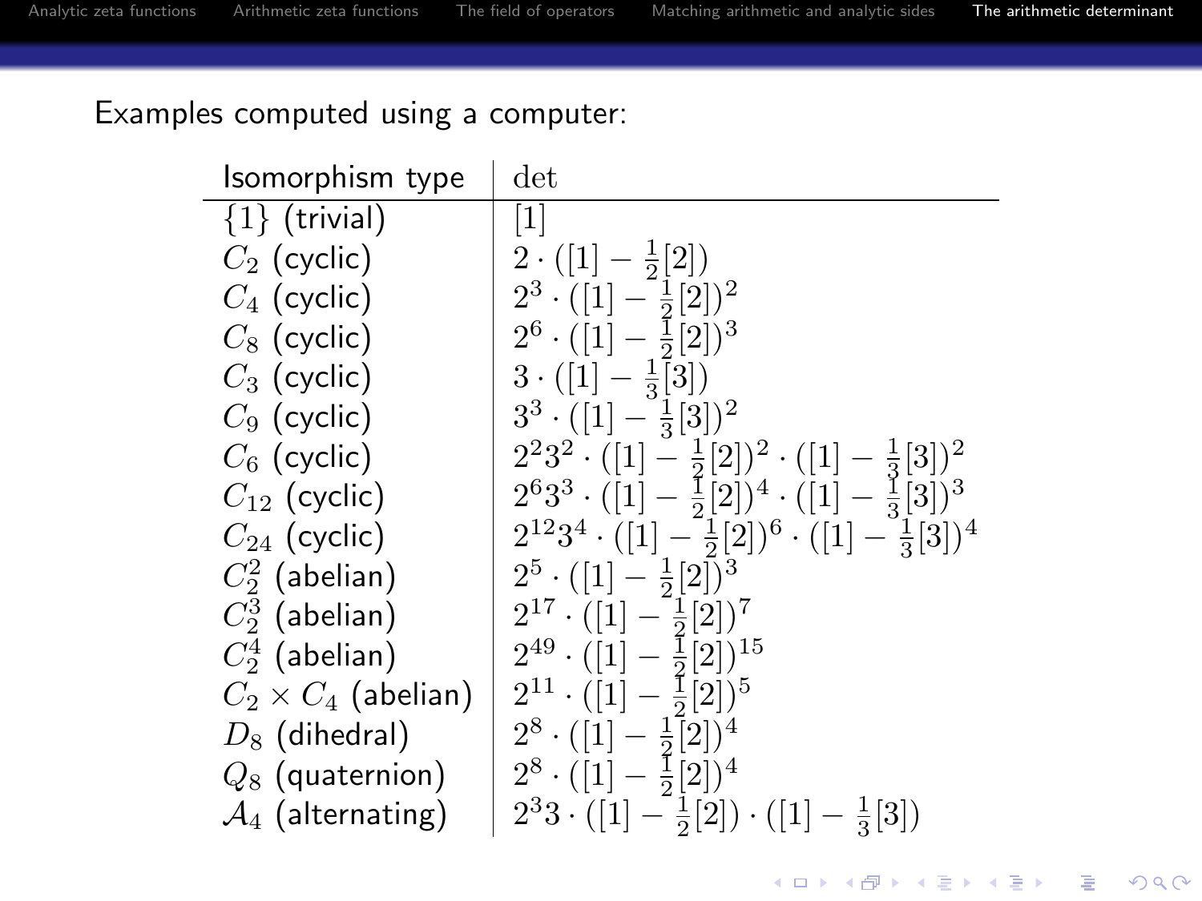Examples computed using a computer:

| Isomorphism type | det |
|---|---|
| $\{1\}$ (trivial) | $[1]$ |
| $C_2$ (cyclic) | $2 \cdot ([1] - \frac{1}{2}[2])$ |
| $C_4$ (cyclic) | $2^3 \cdot ([1] - \frac{1}{2}[2])^2$ |
| $C_8$ (cyclic) | $2^6 \cdot ([1] - \frac{1}{2}[2])^3$ |
| $C_3$ (cyclic) | $3 \cdot ([1] - \frac{1}{3}[3])$ |
| $C_9$ (cyclic) | $3^3 \cdot ([1] - \frac{1}{3}[3])^2$ |
| $C_6$ (cyclic) | $2^2 3^2 \cdot ([1] - \frac{1}{2}[2])^2 \cdot ([1] - \frac{1}{3}[3])^2$ |
| $C_{12}$ (cyclic) | $2^6 3^3 \cdot ([1] - \frac{1}{2}[2])^4 \cdot ([1] - \frac{1}{3}[3])^3$ |
| $C_{24}$ (cyclic) | $2^{12} 3^4 \cdot ([1] - \frac{1}{2}[2])^6 \cdot ([1] - \frac{1}{3}[3])^4$ |
| $C_2^2$ (abelian) | $2^5 \cdot ([1] - \frac{1}{2}[2])^3$ |
| $C_2^3$ (abelian) | $2^{17} \cdot ([1] - \frac{1}{2}[2])^7$ |
| $C_2^4$ (abelian) | $2^{49} \cdot ([1] - \frac{1}{2}[2])^{15}$ |
| $C_2 \times C_4$ (abelian) | $2^{11} \cdot ([1] - \frac{1}{2}[2])^5$ |
| $D_8$ (dihedral) | $2^8 \cdot ([1] - \frac{1}{2}[2])^4$ |
| $Q_8$ (quaternion) | $2^8 \cdot ([1] - \frac{1}{2}[2])^4$ |
| $\mathcal{A}_4$ (alternating) | $2^3 3 \cdot ([1] - \frac{1}{2}[2]) \cdot ([1] - \frac{1}{3}[3])$ |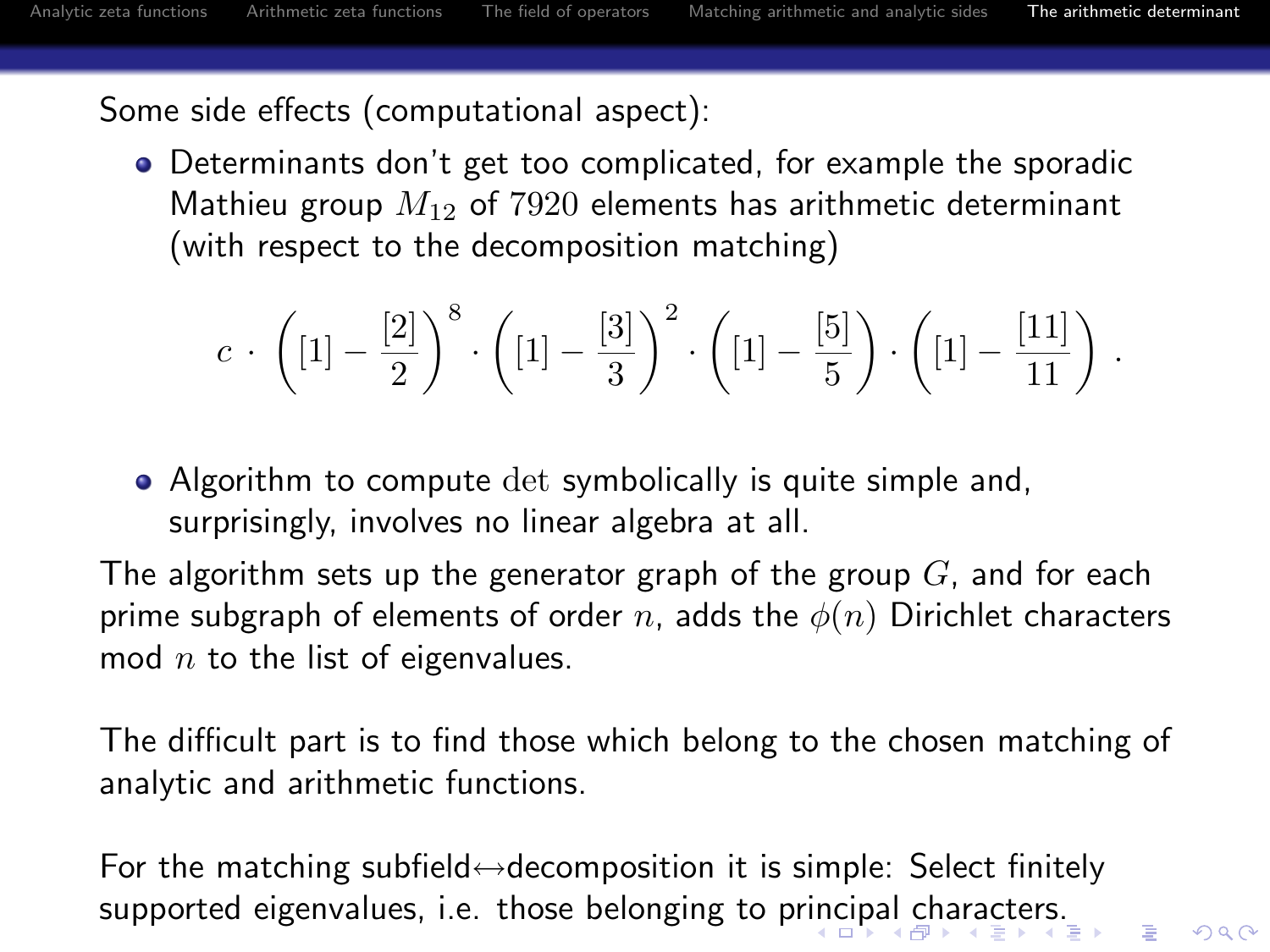Some side effects (computational aspect):

- Determinants don't get too complicated, for example the sporadic Mathieu group $M_{12}$ of $7920$ elements has arithmetic determinant (with respect to the decomposition matching)

$$c \cdot \left([1] - \frac{[2]}{2}\right)^8 \cdot \left([1] - \frac{[3]}{3}\right)^2 \cdot \left([1] - \frac{[5]}{5}\right) \cdot \left([1] - \frac{[11]}{11}\right) .$$

- Algorithm to compute $\det$ symbolically is quite simple and, surprisingly, involves no linear algebra at all.

The algorithm sets up the generator graph of the group $G$, and for each prime subgraph of elements of order $n$, adds the $\phi(n)$ Dirichlet characters mod $n$ to the list of eigenvalues.

The difficult part is to find those which belong to the chosen matching of analytic and arithmetic functions.

For the matching subfield↔decomposition it is simple: Select finitely supported eigenvalues, i.e. those belonging to principal characters.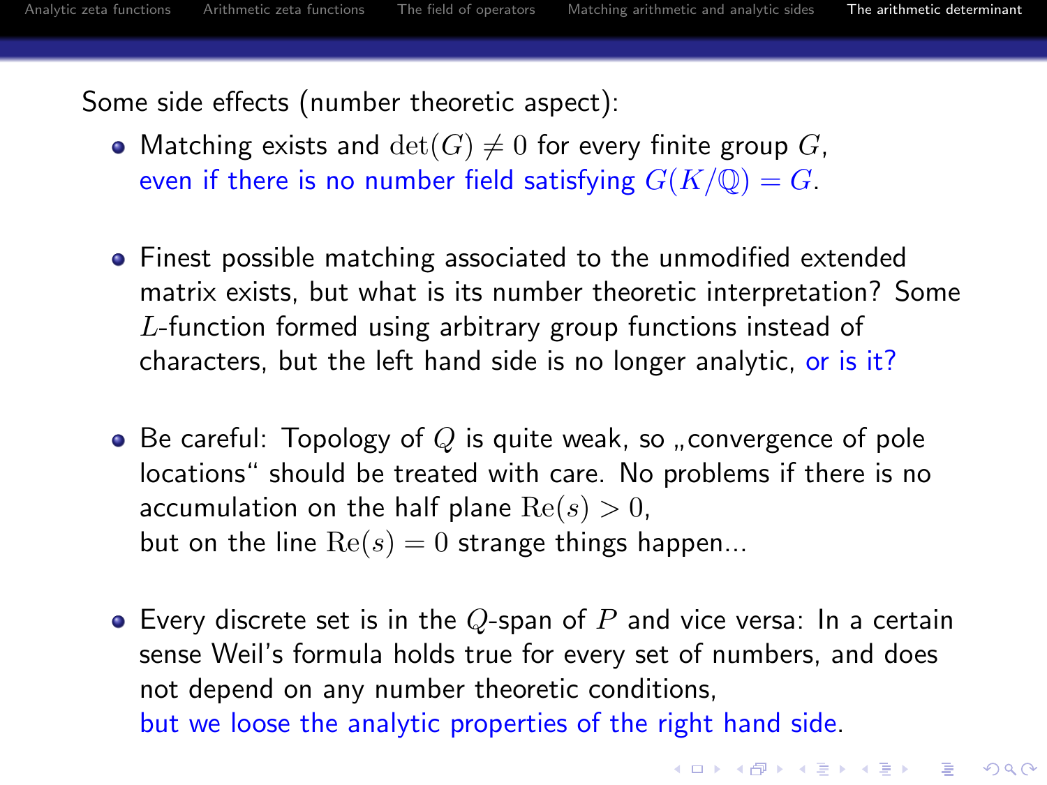Some side effects (number theoretic aspect):

- Matching exists and $\det(G) \neq 0$ for every finite group $G$, even if there is no number field satisfying $G(K/\mathbb{Q}) = G$.

- Finest possible matching associated to the unmodified extended matrix exists, but what is its number theoretic interpretation? Some $L$-function formed using arbitrary group functions instead of characters, but the left hand side is no longer analytic, or is it?

- Be careful: Topology of $Q$ is quite weak, so „convergence of pole locations" should be treated with care. No problems if there is no accumulation on the half plane $\mathrm{Re}(s) > 0$,
  but on the line $\mathrm{Re}(s) = 0$ strange things happen...

- Every discrete set is in the $Q$-span of $P$ and vice versa: In a certain sense Weil's formula holds true for every set of numbers, and does not depend on any number theoretic conditions,
  but we loose the analytic properties of the right hand side.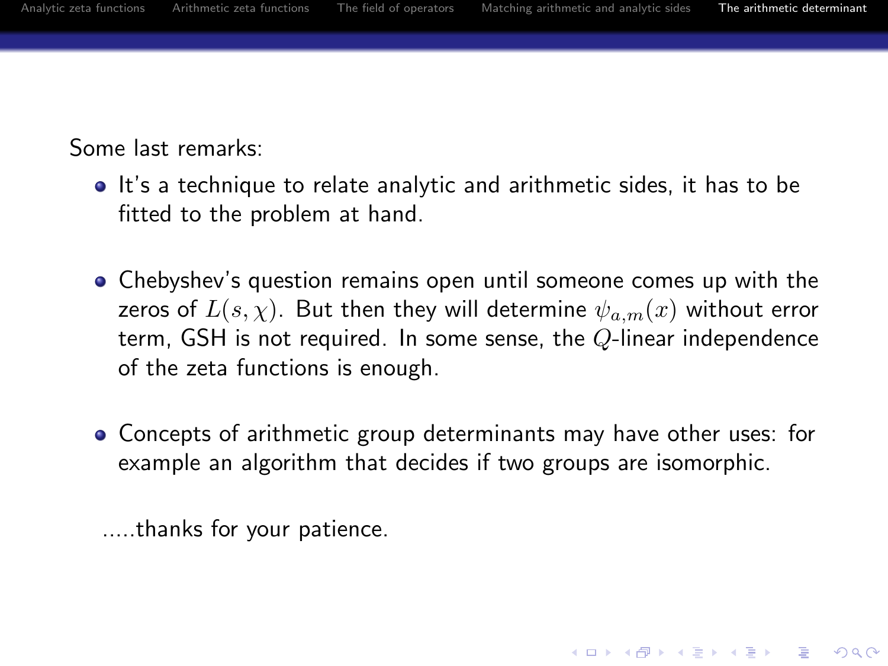Some last remarks:

- It's a technique to relate analytic and arithmetic sides, it has to be fitted to the problem at hand.

- Chebyshev's question remains open until someone comes up with the zeros of $L(s, \chi)$. But then they will determine $\psi_{a,m}(x)$ without error term, GSH is not required. In some sense, the $Q$-linear independence of the zeta functions is enough.

- Concepts of arithmetic group determinants may have other uses: for example an algorithm that decides if two groups are isomorphic.

.....thanks for your patience.